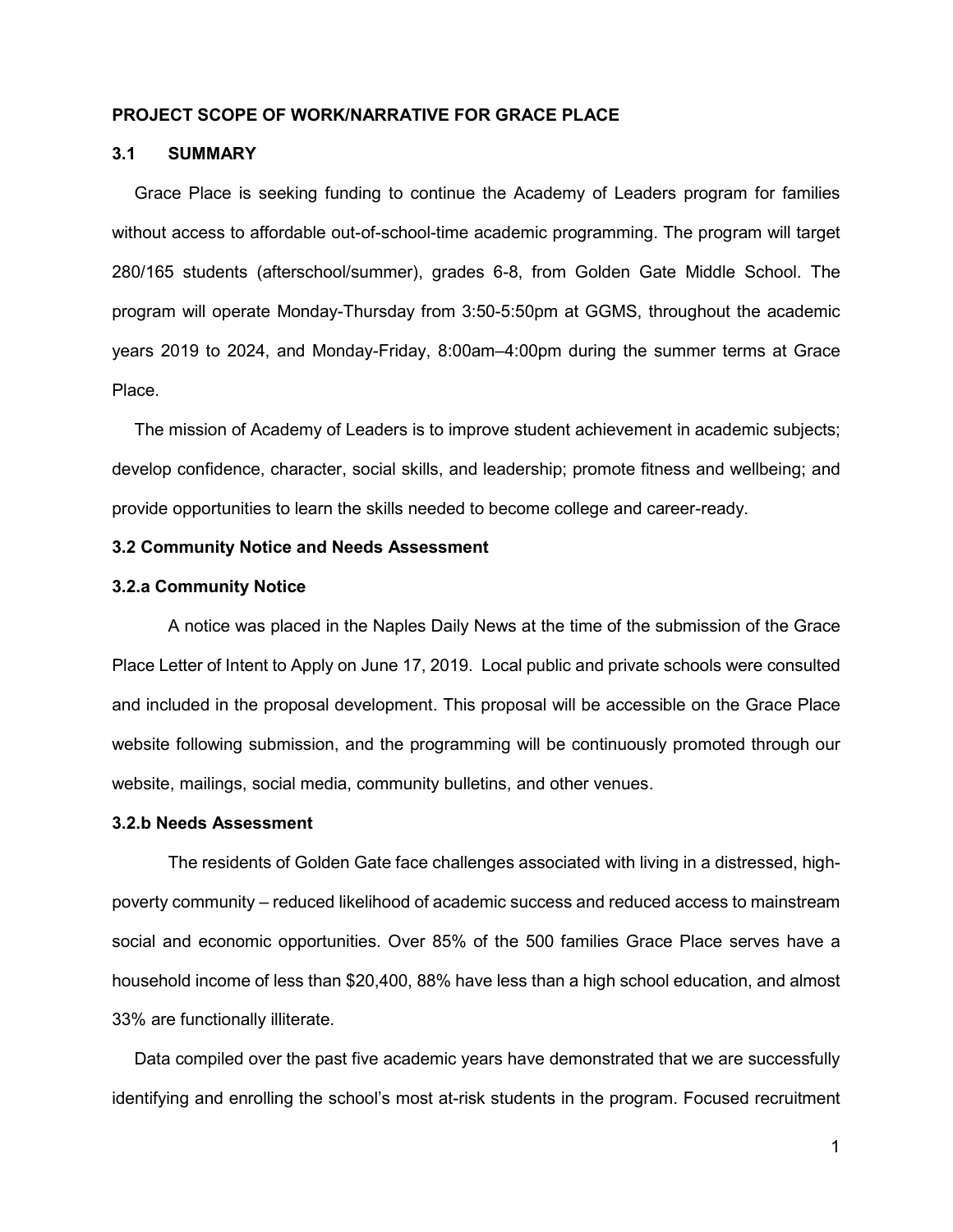**PROJECT SCOPE OF WORK/NARRATIVE FOR GRACE PLACE**

## 3.1 SUMMARY

Grace Place is seeking funding to continue the Academy of Leaders program for families without access to affordable out-of-school-time academic programming. The program will target 280/165 students (afterschool/summer), grades 6-8, from Golden Gate Middle School. The program will operate Monday-Thursday from 3:50-5:50pm at GGMS, throughout the academic years 2019 to 2024, and Monday-Friday, 8:00am–4:00pm during the summer terms at Grace Place.

The mission of Academy of Leaders is to improve student achievement in academic subjects; develop confidence, character, social skills, and leadership; promote fitness and wellbeing; and provide opportunities to learn the skills needed to become college and career-ready.

## 3.2 Community Notice and Needs Assessment

### 3.2.a Community Notice

A notice was placed in the Naples Daily News at the time of the submission of the Grace Place Letter of Intent to Apply on June 17, 2019. Local public and private schools were consulted and included in the proposal development. This proposal will be accessible on the Grace Place website following submission, and the programming will be continuously promoted through our website, mailings, social media, community bulletins, and other venues.

### 3.2.b Needs Assessment

The residents of Golden Gate face challenges associated with living in a distressed, high-poverty community – reduced likelihood of academic success and reduced access to mainstream social and economic opportunities. Over 85% of the 500 families Grace Place serves have a household income of less than $20,400, 88% have less than a high school education, and almost 33% are functionally illiterate.

Data compiled over the past five academic years have demonstrated that we are successfully identifying and enrolling the school's most at-risk students in the program. Focused recruitment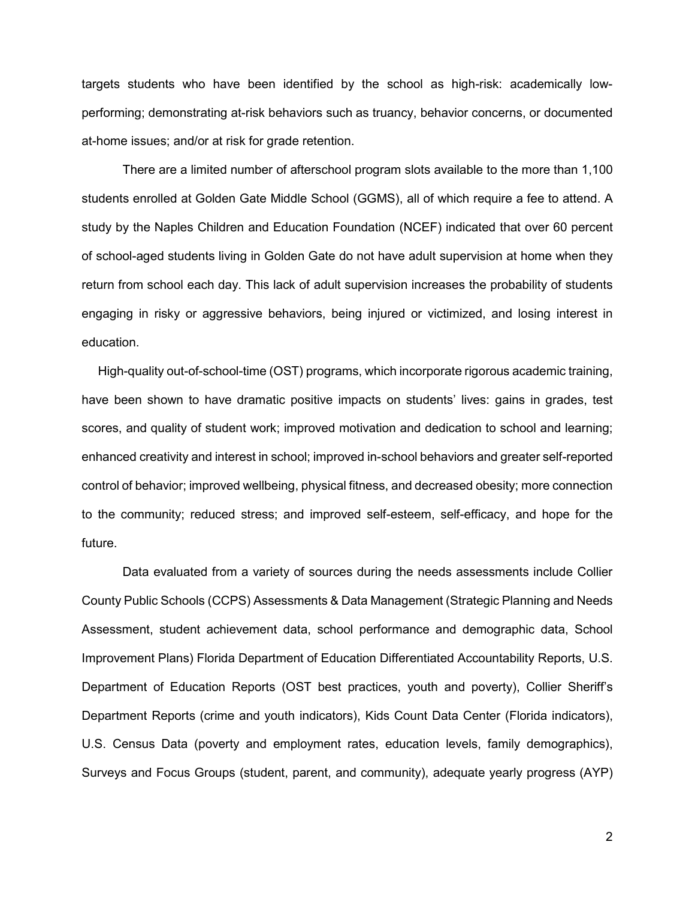targets students who have been identified by the school as high-risk: academically low-performing; demonstrating at-risk behaviors such as truancy, behavior concerns, or documented at-home issues; and/or at risk for grade retention.

There are a limited number of afterschool program slots available to the more than 1,100 students enrolled at Golden Gate Middle School (GGMS), all of which require a fee to attend. A study by the Naples Children and Education Foundation (NCEF) indicated that over 60 percent of school-aged students living in Golden Gate do not have adult supervision at home when they return from school each day. This lack of adult supervision increases the probability of students engaging in risky or aggressive behaviors, being injured or victimized, and losing interest in education.

High-quality out-of-school-time (OST) programs, which incorporate rigorous academic training, have been shown to have dramatic positive impacts on students' lives: gains in grades, test scores, and quality of student work; improved motivation and dedication to school and learning; enhanced creativity and interest in school; improved in-school behaviors and greater self-reported control of behavior; improved wellbeing, physical fitness, and decreased obesity; more connection to the community; reduced stress; and improved self-esteem, self-efficacy, and hope for the future.

Data evaluated from a variety of sources during the needs assessments include Collier County Public Schools (CCPS) Assessments & Data Management (Strategic Planning and Needs Assessment, student achievement data, school performance and demographic data, School Improvement Plans) Florida Department of Education Differentiated Accountability Reports, U.S. Department of Education Reports (OST best practices, youth and poverty), Collier Sheriff's Department Reports (crime and youth indicators), Kids Count Data Center (Florida indicators), U.S. Census Data (poverty and employment rates, education levels, family demographics), Surveys and Focus Groups (student, parent, and community), adequate yearly progress (AYP)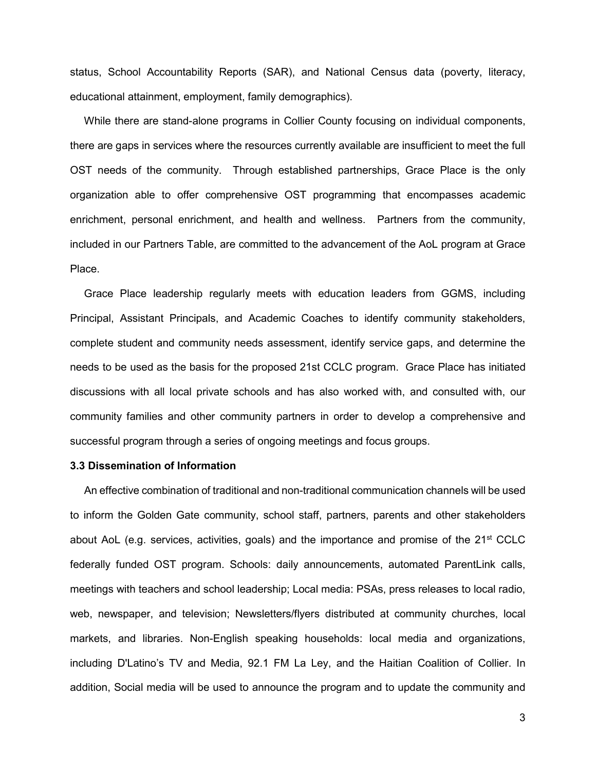status, School Accountability Reports (SAR), and National Census data (poverty, literacy, educational attainment, employment, family demographics).

While there are stand-alone programs in Collier County focusing on individual components, there are gaps in services where the resources currently available are insufficient to meet the full OST needs of the community. Through established partnerships, Grace Place is the only organization able to offer comprehensive OST programming that encompasses academic enrichment, personal enrichment, and health and wellness. Partners from the community, included in our Partners Table, are committed to the advancement of the AoL program at Grace Place.

Grace Place leadership regularly meets with education leaders from GGMS, including Principal, Assistant Principals, and Academic Coaches to identify community stakeholders, complete student and community needs assessment, identify service gaps, and determine the needs to be used as the basis for the proposed 21st CCLC program. Grace Place has initiated discussions with all local private schools and has also worked with, and consulted with, our community families and other community partners in order to develop a comprehensive and successful program through a series of ongoing meetings and focus groups.

**3.3 Dissemination of Information**

An effective combination of traditional and non-traditional communication channels will be used to inform the Golden Gate community, school staff, partners, parents and other stakeholders about AoL (e.g. services, activities, goals) and the importance and promise of the 21st CCLC federally funded OST program. Schools: daily announcements, automated ParentLink calls, meetings with teachers and school leadership; Local media: PSAs, press releases to local radio, web, newspaper, and television; Newsletters/flyers distributed at community churches, local markets, and libraries. Non-English speaking households: local media and organizations, including D'Latino's TV and Media, 92.1 FM La Ley, and the Haitian Coalition of Collier. In addition, Social media will be used to announce the program and to update the community and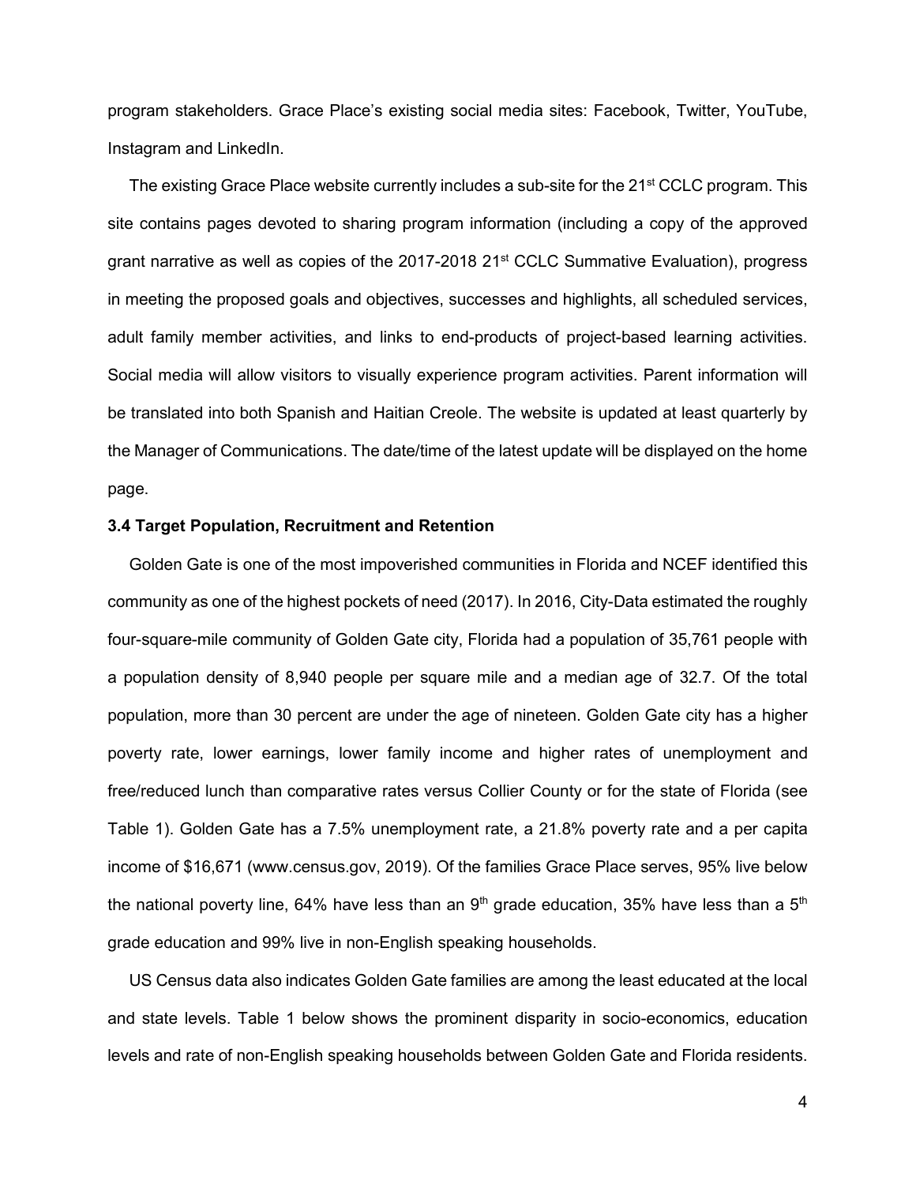program stakeholders. Grace Place's existing social media sites: Facebook, Twitter, YouTube, Instagram and LinkedIn.

The existing Grace Place website currently includes a sub-site for the 21st CCLC program. This site contains pages devoted to sharing program information (including a copy of the approved grant narrative as well as copies of the 2017-2018 21st CCLC Summative Evaluation), progress in meeting the proposed goals and objectives, successes and highlights, all scheduled services, adult family member activities, and links to end-products of project-based learning activities. Social media will allow visitors to visually experience program activities. Parent information will be translated into both Spanish and Haitian Creole. The website is updated at least quarterly by the Manager of Communications. The date/time of the latest update will be displayed on the home page.

### 3.4 Target Population, Recruitment and Retention

Golden Gate is one of the most impoverished communities in Florida and NCEF identified this community as one of the highest pockets of need (2017). In 2016, City-Data estimated the roughly four-square-mile community of Golden Gate city, Florida had a population of 35,761 people with a population density of 8,940 people per square mile and a median age of 32.7. Of the total population, more than 30 percent are under the age of nineteen. Golden Gate city has a higher poverty rate, lower earnings, lower family income and higher rates of unemployment and free/reduced lunch than comparative rates versus Collier County or for the state of Florida (see Table 1). Golden Gate has a 7.5% unemployment rate, a 21.8% poverty rate and a per capita income of $16,671 (www.census.gov, 2019). Of the families Grace Place serves, 95% live below the national poverty line, 64% have less than an 9th grade education, 35% have less than a 5th grade education and 99% live in non-English speaking households.

US Census data also indicates Golden Gate families are among the least educated at the local and state levels. Table 1 below shows the prominent disparity in socio-economics, education levels and rate of non-English speaking households between Golden Gate and Florida residents.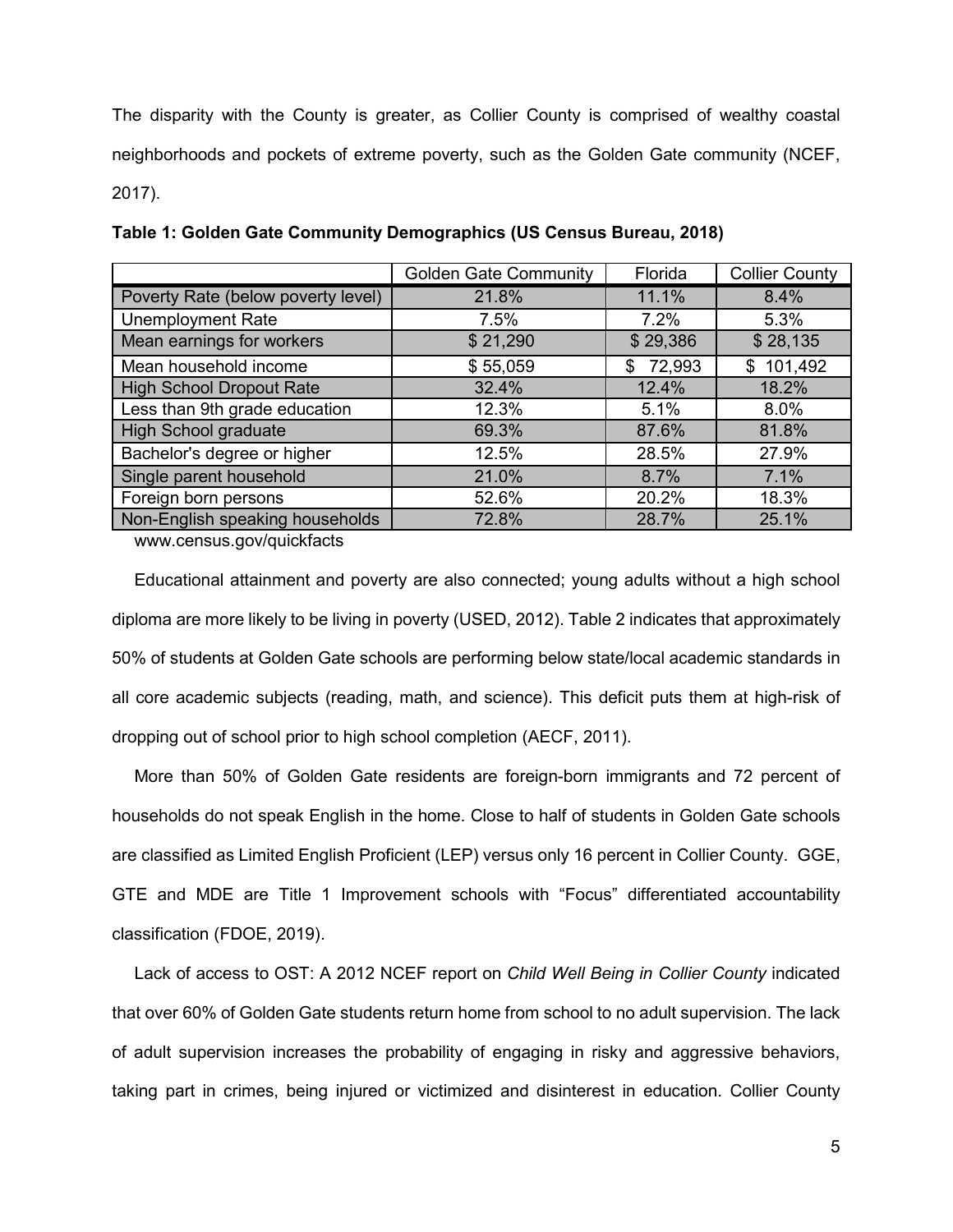The disparity with the County is greater, as Collier County is comprised of wealthy coastal neighborhoods and pockets of extreme poverty, such as the Golden Gate community (NCEF, 2017).

**Table 1: Golden Gate Community Demographics (US Census Bureau, 2018)**

| | Golden Gate Community | Florida | Collier County |
|---|---|---|---|
| Poverty Rate (below poverty level) | 21.8% | 11.1% | 8.4% |
| Unemployment Rate | 7.5% | 7.2% | 5.3% |
| Mean earnings for workers | $ 21,290 | $ 29,386 | $ 28,135 |
| Mean household income | $ 55,059 | $ 72,993 | $ 101,492 |
| High School Dropout Rate | 32.4% | 12.4% | 18.2% |
| Less than 9th grade education | 12.3% | 5.1% | 8.0% |
| High School graduate | 69.3% | 87.6% | 81.8% |
| Bachelor's degree or higher | 12.5% | 28.5% | 27.9% |
| Single parent household | 21.0% | 8.7% | 7.1% |
| Foreign born persons | 52.6% | 20.2% | 18.3% |
| Non-English speaking households | 72.8% | 28.7% | 25.1% |

www.census.gov/quickfacts

Educational attainment and poverty are also connected; young adults without a high school diploma are more likely to be living in poverty (USED, 2012). Table 2 indicates that approximately 50% of students at Golden Gate schools are performing below state/local academic standards in all core academic subjects (reading, math, and science). This deficit puts them at high-risk of dropping out of school prior to high school completion (AECF, 2011).

More than 50% of Golden Gate residents are foreign-born immigrants and 72 percent of households do not speak English in the home. Close to half of students in Golden Gate schools are classified as Limited English Proficient (LEP) versus only 16 percent in Collier County. GGE, GTE and MDE are Title 1 Improvement schools with "Focus" differentiated accountability classification (FDOE, 2019).

Lack of access to OST: A 2012 NCEF report on *Child Well Being in Collier County* indicated that over 60% of Golden Gate students return home from school to no adult supervision. The lack of adult supervision increases the probability of engaging in risky and aggressive behaviors, taking part in crimes, being injured or victimized and disinterest in education. Collier County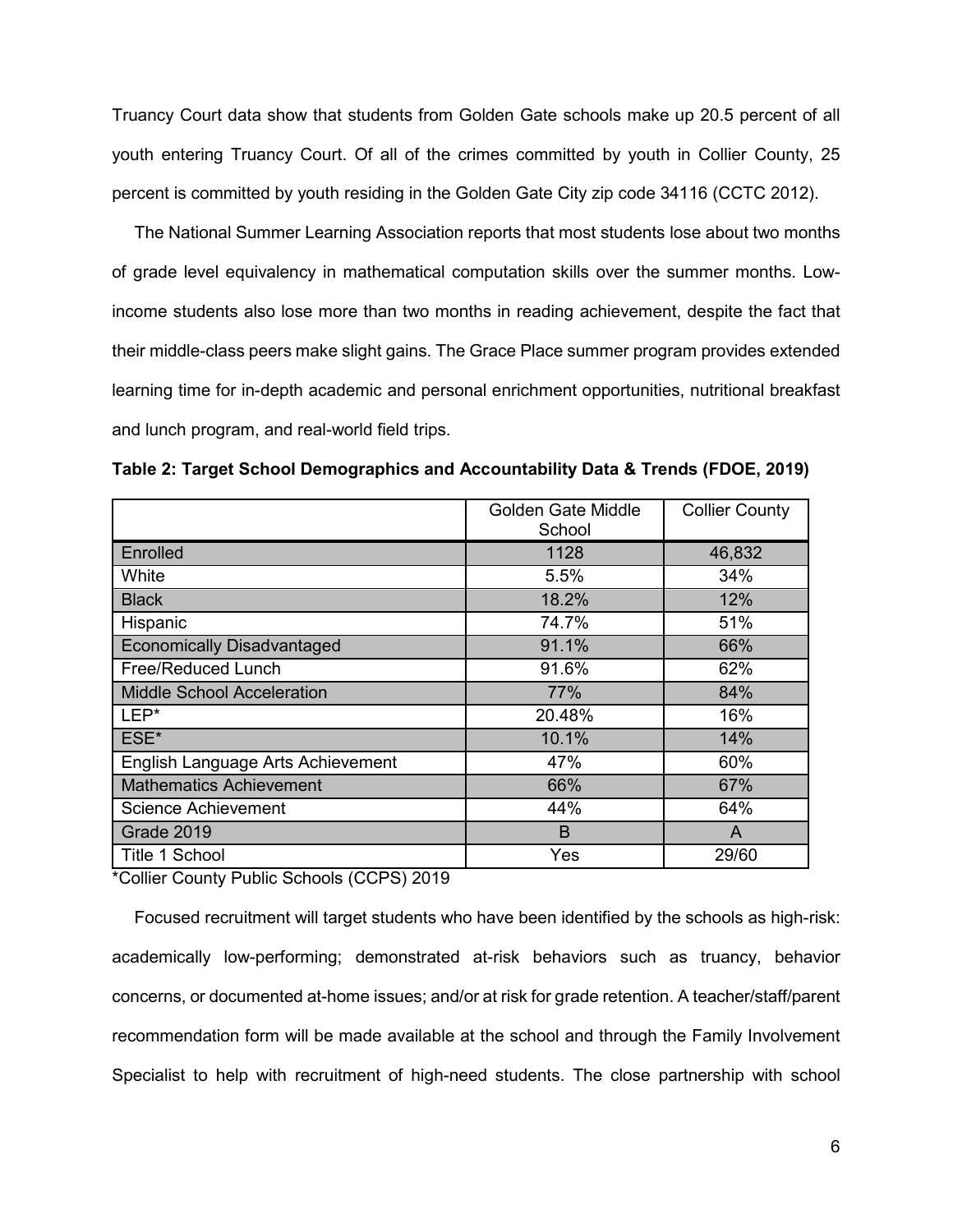Truancy Court data show that students from Golden Gate schools make up 20.5 percent of all youth entering Truancy Court. Of all of the crimes committed by youth in Collier County, 25 percent is committed by youth residing in the Golden Gate City zip code 34116 (CCTC 2012).

The National Summer Learning Association reports that most students lose about two months of grade level equivalency in mathematical computation skills over the summer months. Low-income students also lose more than two months in reading achievement, despite the fact that their middle-class peers make slight gains. The Grace Place summer program provides extended learning time for in-depth academic and personal enrichment opportunities, nutritional breakfast and lunch program, and real-world field trips.

**Table 2: Target School Demographics and Accountability Data & Trends (FDOE, 2019)**

| | Golden Gate Middle School | Collier County |
|---|---|---|
| Enrolled | 1128 | 46,832 |
| White | 5.5% | 34% |
| Black | 18.2% | 12% |
| Hispanic | 74.7% | 51% |
| Economically Disadvantaged | 91.1% | 66% |
| Free/Reduced Lunch | 91.6% | 62% |
| Middle School Acceleration | 77% | 84% |
| LEP* | 20.48% | 16% |
| ESE* | 10.1% | 14% |
| English Language Arts Achievement | 47% | 60% |
| Mathematics Achievement | 66% | 67% |
| Science Achievement | 44% | 64% |
| Grade 2019 | B | A |
| Title 1 School | Yes | 29/60 |

*Collier County Public Schools (CCPS) 2019

Focused recruitment will target students who have been identified by the schools as high-risk: academically low-performing; demonstrated at-risk behaviors such as truancy, behavior concerns, or documented at-home issues; and/or at risk for grade retention. A teacher/staff/parent recommendation form will be made available at the school and through the Family Involvement Specialist to help with recruitment of high-need students. The close partnership with school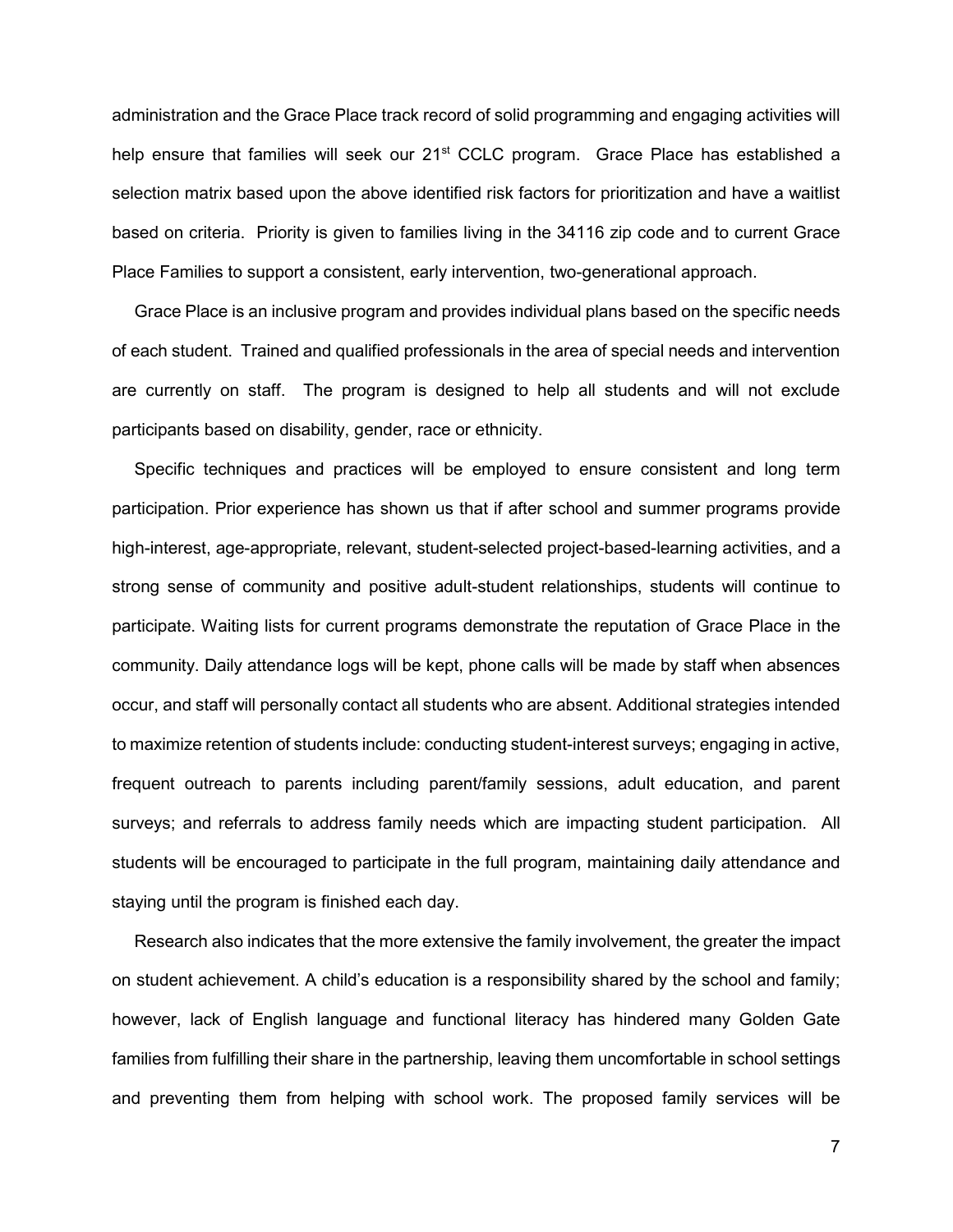administration and the Grace Place track record of solid programming and engaging activities will help ensure that families will seek our 21st CCLC program. Grace Place has established a selection matrix based upon the above identified risk factors for prioritization and have a waitlist based on criteria. Priority is given to families living in the 34116 zip code and to current Grace Place Families to support a consistent, early intervention, two-generational approach.

Grace Place is an inclusive program and provides individual plans based on the specific needs of each student. Trained and qualified professionals in the area of special needs and intervention are currently on staff. The program is designed to help all students and will not exclude participants based on disability, gender, race or ethnicity.

Specific techniques and practices will be employed to ensure consistent and long term participation. Prior experience has shown us that if after school and summer programs provide high-interest, age-appropriate, relevant, student-selected project-based-learning activities, and a strong sense of community and positive adult-student relationships, students will continue to participate. Waiting lists for current programs demonstrate the reputation of Grace Place in the community. Daily attendance logs will be kept, phone calls will be made by staff when absences occur, and staff will personally contact all students who are absent. Additional strategies intended to maximize retention of students include: conducting student-interest surveys; engaging in active, frequent outreach to parents including parent/family sessions, adult education, and parent surveys; and referrals to address family needs which are impacting student participation. All students will be encouraged to participate in the full program, maintaining daily attendance and staying until the program is finished each day.

Research also indicates that the more extensive the family involvement, the greater the impact on student achievement. A child's education is a responsibility shared by the school and family; however, lack of English language and functional literacy has hindered many Golden Gate families from fulfilling their share in the partnership, leaving them uncomfortable in school settings and preventing them from helping with school work. The proposed family services will be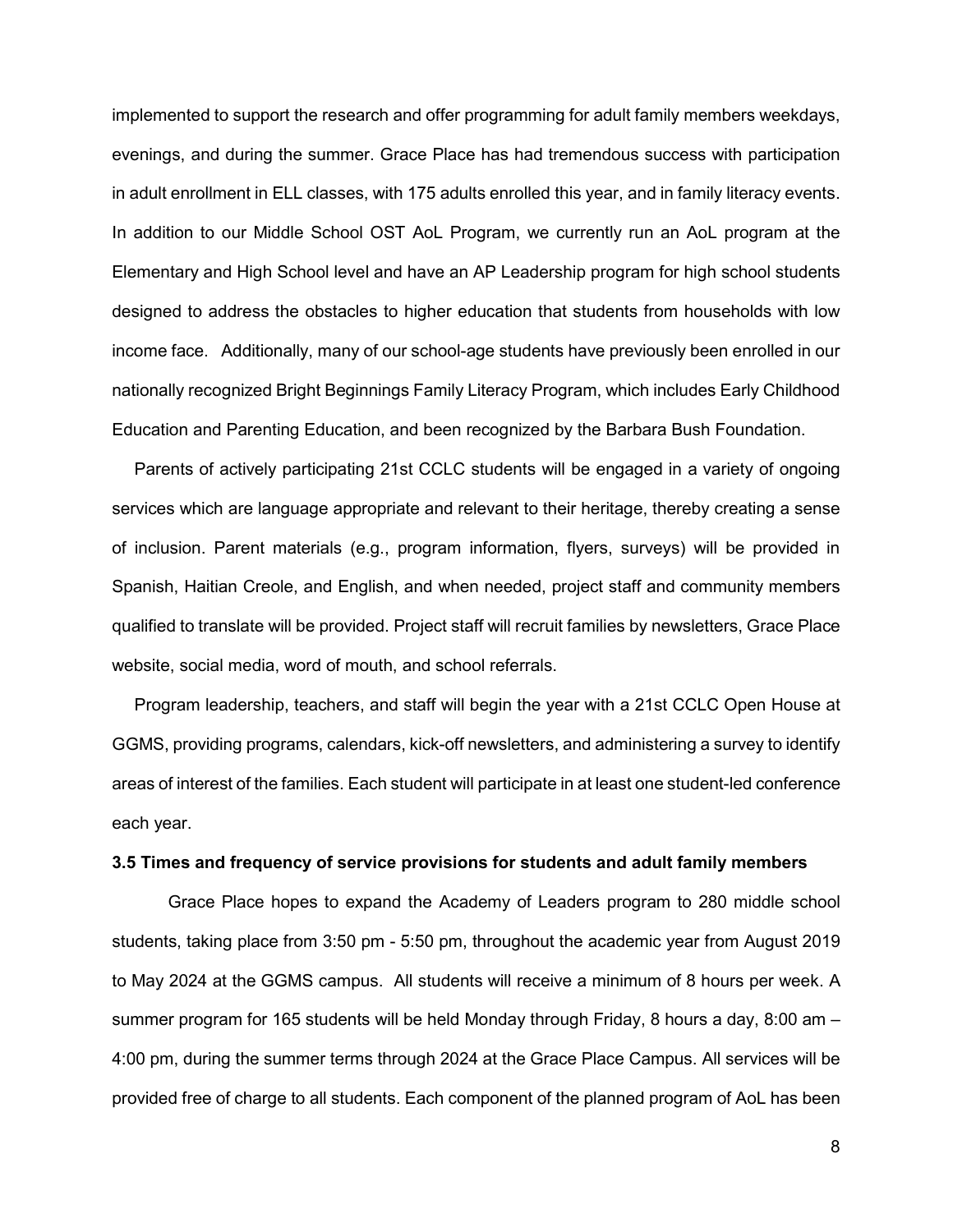implemented to support the research and offer programming for adult family members weekdays, evenings, and during the summer. Grace Place has had tremendous success with participation in adult enrollment in ELL classes, with 175 adults enrolled this year, and in family literacy events. In addition to our Middle School OST AoL Program, we currently run an AoL program at the Elementary and High School level and have an AP Leadership program for high school students designed to address the obstacles to higher education that students from households with low income face. Additionally, many of our school-age students have previously been enrolled in our nationally recognized Bright Beginnings Family Literacy Program, which includes Early Childhood Education and Parenting Education, and been recognized by the Barbara Bush Foundation.

Parents of actively participating 21st CCLC students will be engaged in a variety of ongoing services which are language appropriate and relevant to their heritage, thereby creating a sense of inclusion. Parent materials (e.g., program information, flyers, surveys) will be provided in Spanish, Haitian Creole, and English, and when needed, project staff and community members qualified to translate will be provided. Project staff will recruit families by newsletters, Grace Place website, social media, word of mouth, and school referrals.

Program leadership, teachers, and staff will begin the year with a 21st CCLC Open House at GGMS, providing programs, calendars, kick-off newsletters, and administering a survey to identify areas of interest of the families. Each student will participate in at least one student-led conference each year.

**3.5 Times and frequency of service provisions for students and adult family members**

Grace Place hopes to expand the Academy of Leaders program to 280 middle school students, taking place from 3:50 pm - 5:50 pm, throughout the academic year from August 2019 to May 2024 at the GGMS campus. All students will receive a minimum of 8 hours per week. A summer program for 165 students will be held Monday through Friday, 8 hours a day, 8:00 am – 4:00 pm, during the summer terms through 2024 at the Grace Place Campus. All services will be provided free of charge to all students. Each component of the planned program of AoL has been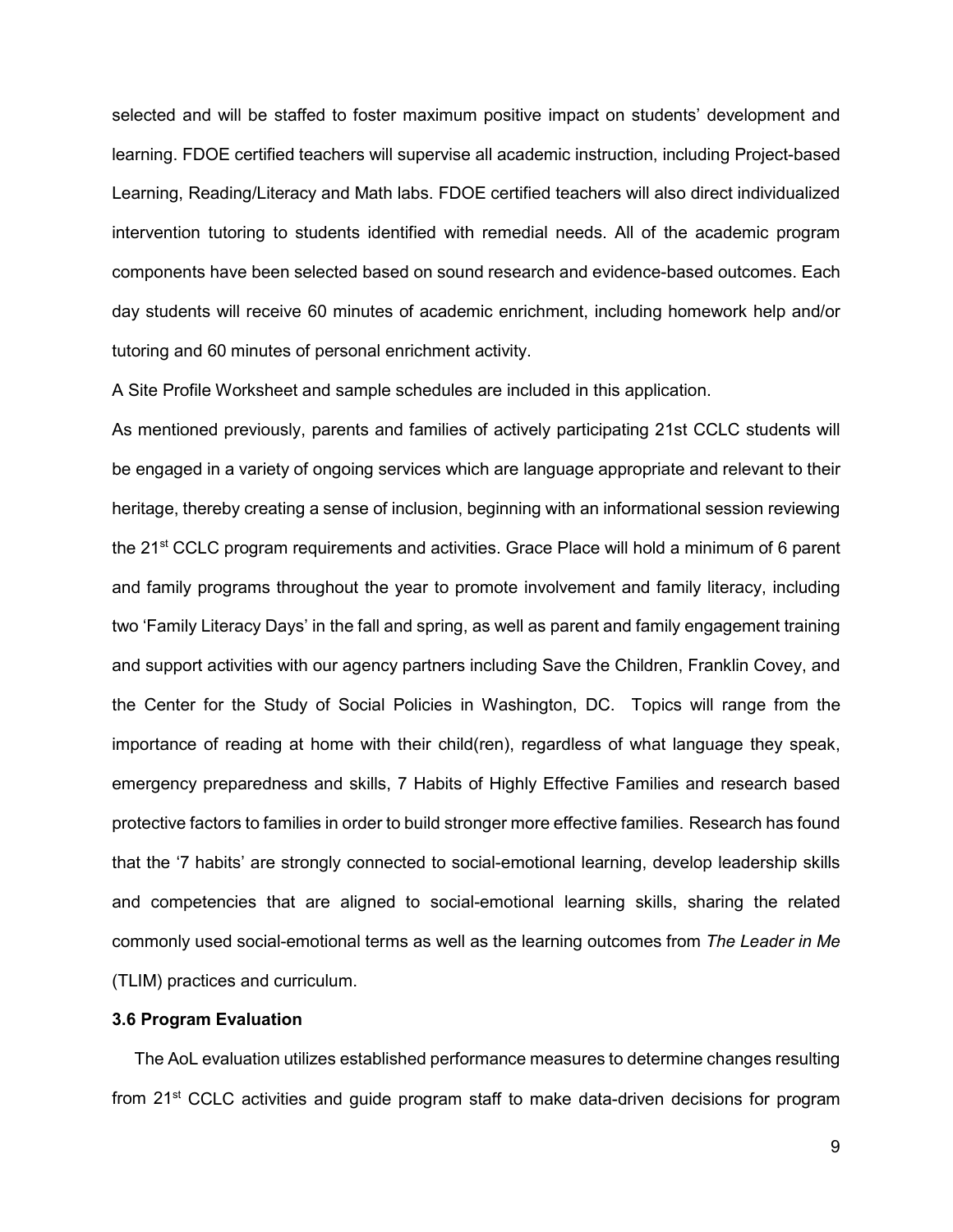selected and will be staffed to foster maximum positive impact on students' development and learning. FDOE certified teachers will supervise all academic instruction, including Project-based Learning, Reading/Literacy and Math labs. FDOE certified teachers will also direct individualized intervention tutoring to students identified with remedial needs. All of the academic program components have been selected based on sound research and evidence-based outcomes. Each day students will receive 60 minutes of academic enrichment, including homework help and/or tutoring and 60 minutes of personal enrichment activity.

A Site Profile Worksheet and sample schedules are included in this application.

As mentioned previously, parents and families of actively participating 21st CCLC students will be engaged in a variety of ongoing services which are language appropriate and relevant to their heritage, thereby creating a sense of inclusion, beginning with an informational session reviewing the 21st CCLC program requirements and activities. Grace Place will hold a minimum of 6 parent and family programs throughout the year to promote involvement and family literacy, including two 'Family Literacy Days' in the fall and spring, as well as parent and family engagement training and support activities with our agency partners including Save the Children, Franklin Covey, and the Center for the Study of Social Policies in Washington, DC. Topics will range from the importance of reading at home with their child(ren), regardless of what language they speak, emergency preparedness and skills, 7 Habits of Highly Effective Families and research based protective factors to families in order to build stronger more effective families. Research has found that the '7 habits' are strongly connected to social-emotional learning, develop leadership skills and competencies that are aligned to social-emotional learning skills, sharing the related commonly used social-emotional terms as well as the learning outcomes from *The Leader in Me* (TLIM) practices and curriculum.

### 3.6 Program Evaluation

The AoL evaluation utilizes established performance measures to determine changes resulting from 21st CCLC activities and guide program staff to make data-driven decisions for program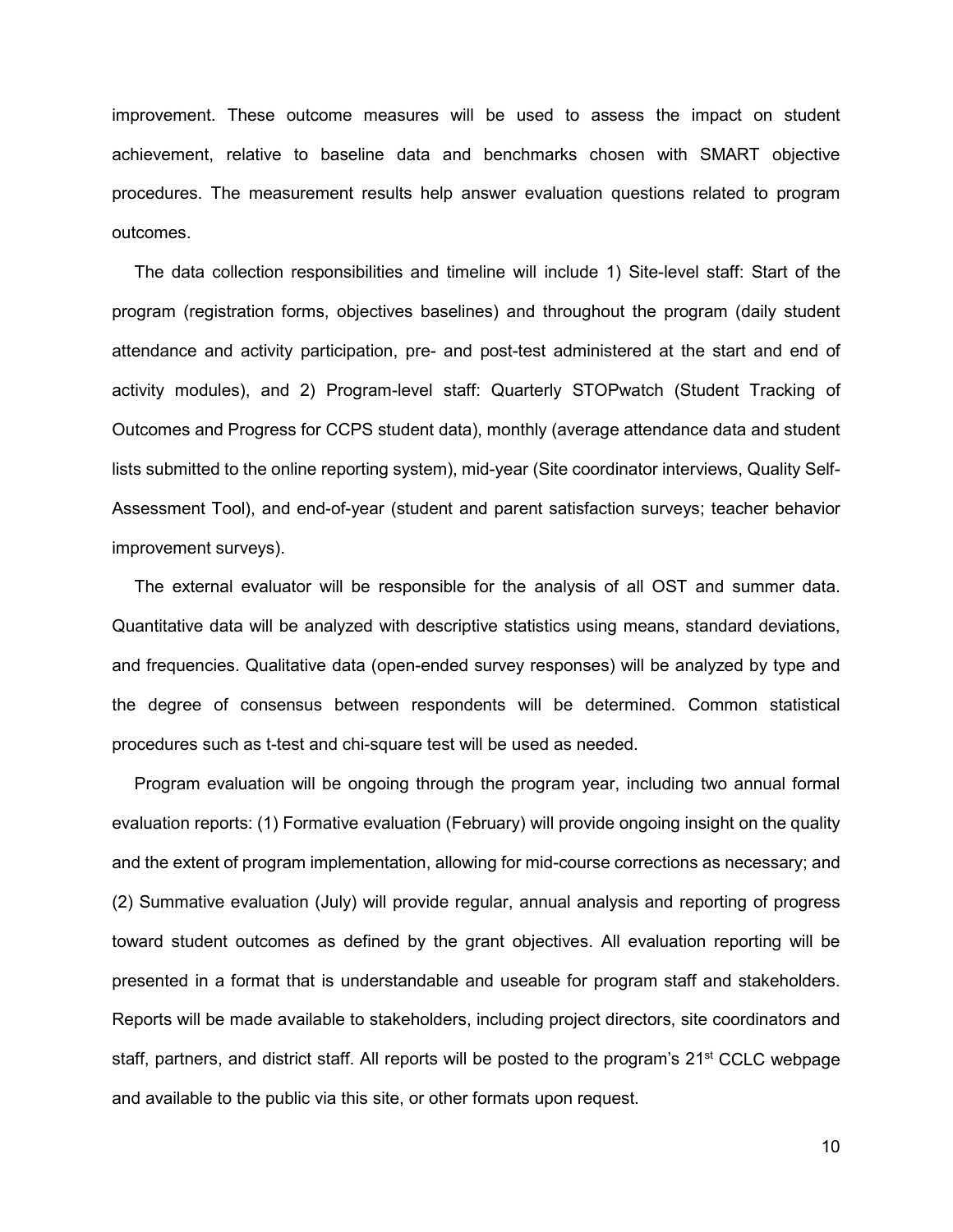improvement. These outcome measures will be used to assess the impact on student achievement, relative to baseline data and benchmarks chosen with SMART objective procedures. The measurement results help answer evaluation questions related to program outcomes.

The data collection responsibilities and timeline will include 1) Site-level staff: Start of the program (registration forms, objectives baselines) and throughout the program (daily student attendance and activity participation, pre- and post-test administered at the start and end of activity modules), and 2) Program-level staff: Quarterly STOPwatch (Student Tracking of Outcomes and Progress for CCPS student data), monthly (average attendance data and student lists submitted to the online reporting system), mid-year (Site coordinator interviews, Quality Self-Assessment Tool), and end-of-year (student and parent satisfaction surveys; teacher behavior improvement surveys).

The external evaluator will be responsible for the analysis of all OST and summer data. Quantitative data will be analyzed with descriptive statistics using means, standard deviations, and frequencies. Qualitative data (open-ended survey responses) will be analyzed by type and the degree of consensus between respondents will be determined. Common statistical procedures such as t-test and chi-square test will be used as needed.

Program evaluation will be ongoing through the program year, including two annual formal evaluation reports: (1) Formative evaluation (February) will provide ongoing insight on the quality and the extent of program implementation, allowing for mid-course corrections as necessary; and (2) Summative evaluation (July) will provide regular, annual analysis and reporting of progress toward student outcomes as defined by the grant objectives. All evaluation reporting will be presented in a format that is understandable and useable for program staff and stakeholders. Reports will be made available to stakeholders, including project directors, site coordinators and staff, partners, and district staff. All reports will be posted to the program's 21st CCLC webpage and available to the public via this site, or other formats upon request.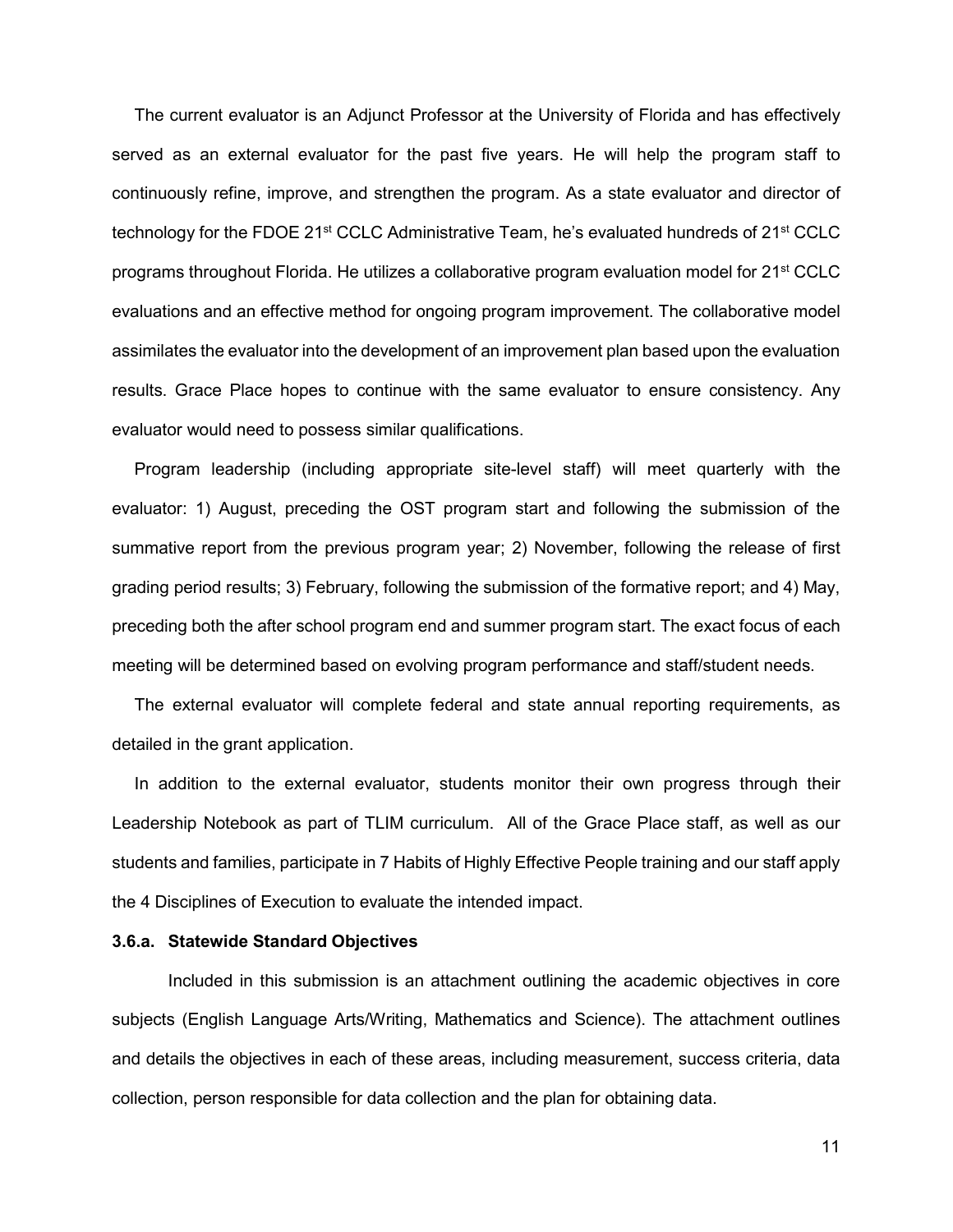The current evaluator is an Adjunct Professor at the University of Florida and has effectively served as an external evaluator for the past five years. He will help the program staff to continuously refine, improve, and strengthen the program. As a state evaluator and director of technology for the FDOE 21st CCLC Administrative Team, he's evaluated hundreds of 21st CCLC programs throughout Florida. He utilizes a collaborative program evaluation model for 21st CCLC evaluations and an effective method for ongoing program improvement. The collaborative model assimilates the evaluator into the development of an improvement plan based upon the evaluation results. Grace Place hopes to continue with the same evaluator to ensure consistency. Any evaluator would need to possess similar qualifications.

Program leadership (including appropriate site-level staff) will meet quarterly with the evaluator: 1) August, preceding the OST program start and following the submission of the summative report from the previous program year; 2) November, following the release of first grading period results; 3) February, following the submission of the formative report; and 4) May, preceding both the after school program end and summer program start. The exact focus of each meeting will be determined based on evolving program performance and staff/student needs.

The external evaluator will complete federal and state annual reporting requirements, as detailed in the grant application.

In addition to the external evaluator, students monitor their own progress through their Leadership Notebook as part of TLIM curriculum. All of the Grace Place staff, as well as our students and families, participate in 7 Habits of Highly Effective People training and our staff apply the 4 Disciplines of Execution to evaluate the intended impact.

**3.6.a. Statewide Standard Objectives**

Included in this submission is an attachment outlining the academic objectives in core subjects (English Language Arts/Writing, Mathematics and Science). The attachment outlines and details the objectives in each of these areas, including measurement, success criteria, data collection, person responsible for data collection and the plan for obtaining data.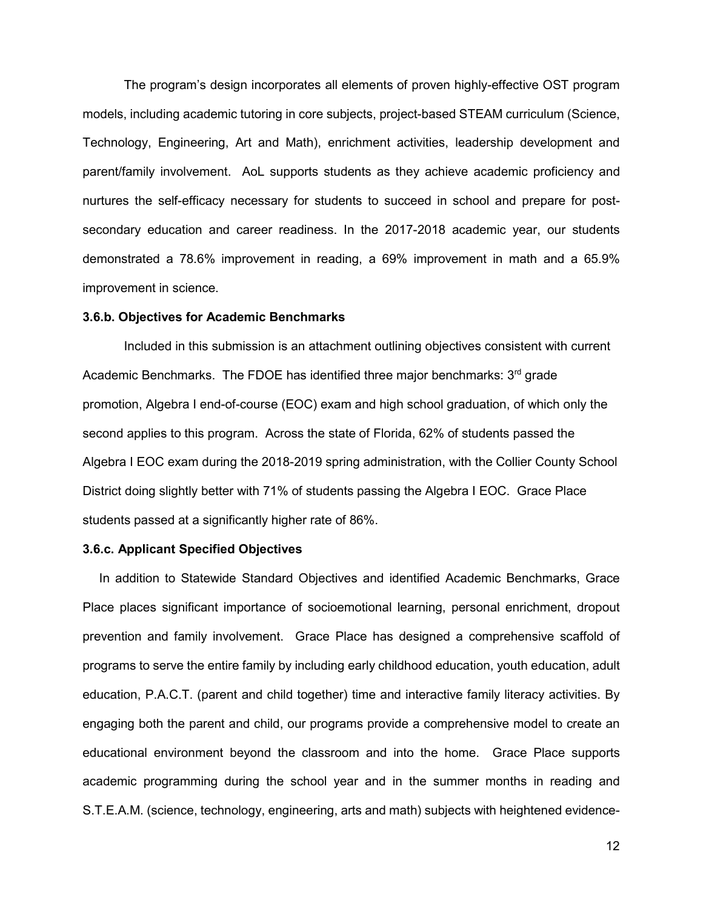The program's design incorporates all elements of proven highly-effective OST program models, including academic tutoring in core subjects, project-based STEAM curriculum (Science, Technology, Engineering, Art and Math), enrichment activities, leadership development and parent/family involvement. AoL supports students as they achieve academic proficiency and nurtures the self-efficacy necessary for students to succeed in school and prepare for post-secondary education and career readiness. In the 2017-2018 academic year, our students demonstrated a 78.6% improvement in reading, a 69% improvement in math and a 65.9% improvement in science.

### 3.6.b. Objectives for Academic Benchmarks

Included in this submission is an attachment outlining objectives consistent with current Academic Benchmarks. The FDOE has identified three major benchmarks: 3rd grade promotion, Algebra I end-of-course (EOC) exam and high school graduation, of which only the second applies to this program. Across the state of Florida, 62% of students passed the Algebra I EOC exam during the 2018-2019 spring administration, with the Collier County School District doing slightly better with 71% of students passing the Algebra I EOC. Grace Place students passed at a significantly higher rate of 86%.

### 3.6.c. Applicant Specified Objectives

In addition to Statewide Standard Objectives and identified Academic Benchmarks, Grace Place places significant importance of socioemotional learning, personal enrichment, dropout prevention and family involvement. Grace Place has designed a comprehensive scaffold of programs to serve the entire family by including early childhood education, youth education, adult education, P.A.C.T. (parent and child together) time and interactive family literacy activities. By engaging both the parent and child, our programs provide a comprehensive model to create an educational environment beyond the classroom and into the home. Grace Place supports academic programming during the school year and in the summer months in reading and S.T.E.A.M. (science, technology, engineering, arts and math) subjects with heightened evidence-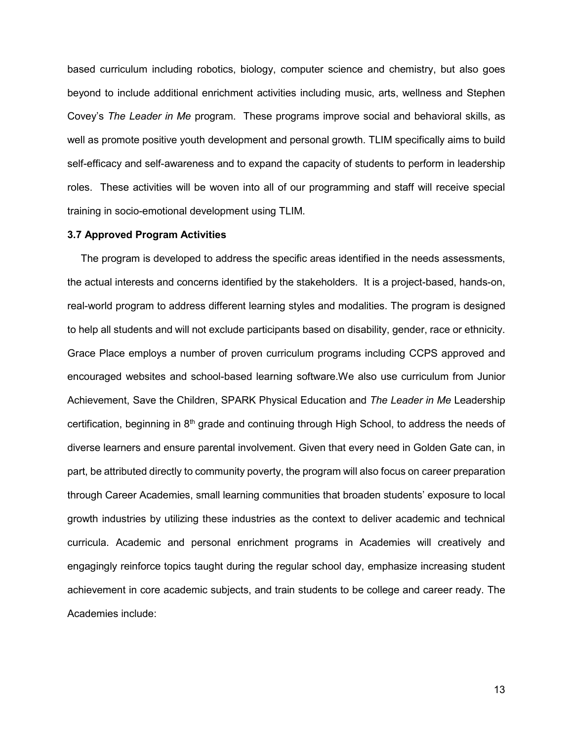based curriculum including robotics, biology, computer science and chemistry, but also goes beyond to include additional enrichment activities including music, arts, wellness and Stephen Covey's *The Leader in Me* program. These programs improve social and behavioral skills, as well as promote positive youth development and personal growth. TLIM specifically aims to build self-efficacy and self-awareness and to expand the capacity of students to perform in leadership roles. These activities will be woven into all of our programming and staff will receive special training in socio-emotional development using TLIM.

### 3.7 Approved Program Activities

The program is developed to address the specific areas identified in the needs assessments, the actual interests and concerns identified by the stakeholders. It is a project-based, hands-on, real-world program to address different learning styles and modalities. The program is designed to help all students and will not exclude participants based on disability, gender, race or ethnicity. Grace Place employs a number of proven curriculum programs including CCPS approved and encouraged websites and school-based learning software.We also use curriculum from Junior Achievement, Save the Children, SPARK Physical Education and *The Leader in Me* Leadership certification, beginning in 8th grade and continuing through High School, to address the needs of diverse learners and ensure parental involvement. Given that every need in Golden Gate can, in part, be attributed directly to community poverty, the program will also focus on career preparation through Career Academies, small learning communities that broaden students' exposure to local growth industries by utilizing these industries as the context to deliver academic and technical curricula. Academic and personal enrichment programs in Academies will creatively and engagingly reinforce topics taught during the regular school day, emphasize increasing student achievement in core academic subjects, and train students to be college and career ready. The Academies include: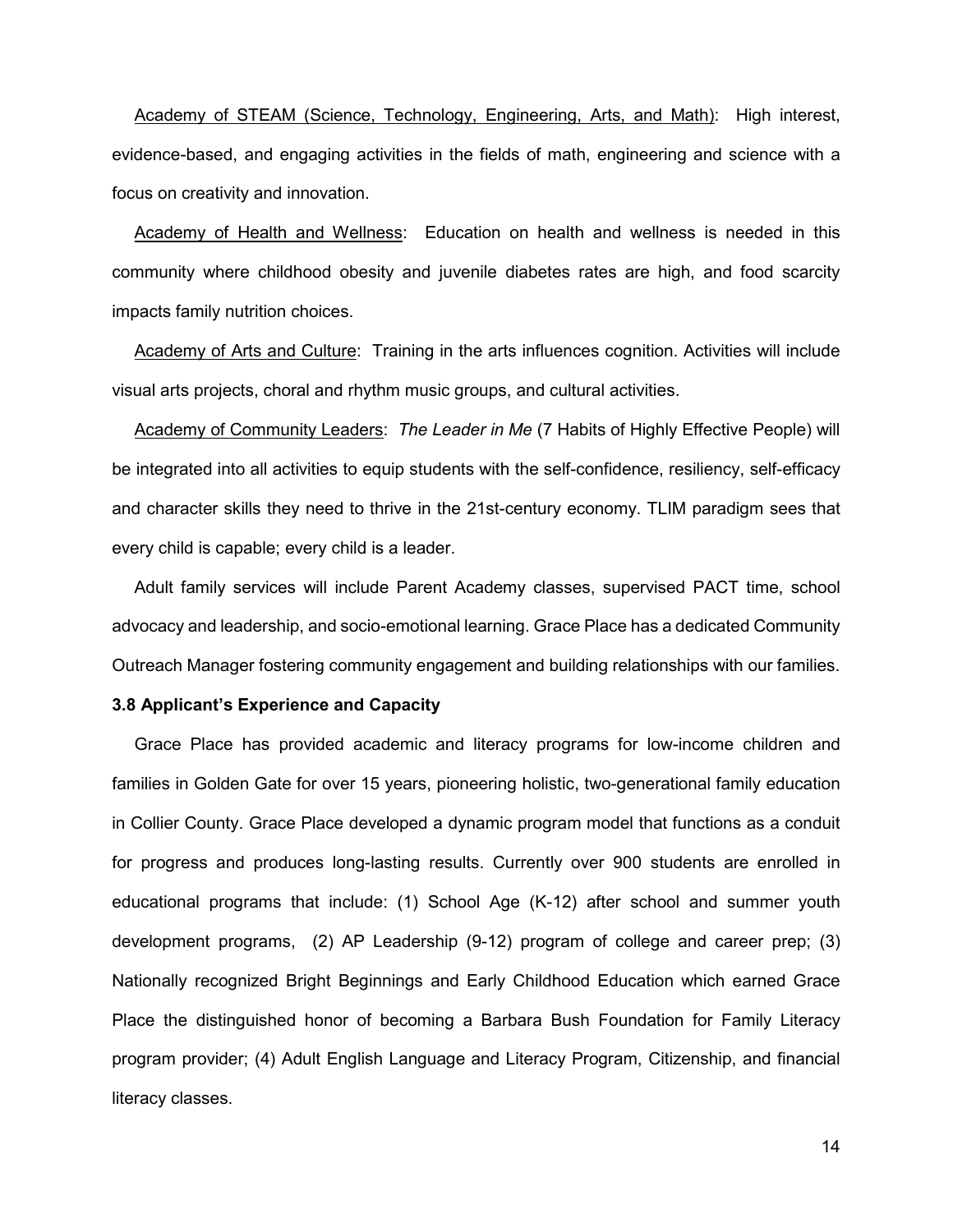Academy of STEAM (Science, Technology, Engineering, Arts, and Math): High interest, evidence-based, and engaging activities in the fields of math, engineering and science with a focus on creativity and innovation.

Academy of Health and Wellness: Education on health and wellness is needed in this community where childhood obesity and juvenile diabetes rates are high, and food scarcity impacts family nutrition choices.

Academy of Arts and Culture: Training in the arts influences cognition. Activities will include visual arts projects, choral and rhythm music groups, and cultural activities.

Academy of Community Leaders: *The Leader in Me* (7 Habits of Highly Effective People) will be integrated into all activities to equip students with the self-confidence, resiliency, self-efficacy and character skills they need to thrive in the 21st-century economy. TLIM paradigm sees that every child is capable; every child is a leader.

Adult family services will include Parent Academy classes, supervised PACT time, school advocacy and leadership, and socio-emotional learning. Grace Place has a dedicated Community Outreach Manager fostering community engagement and building relationships with our families.

**3.8 Applicant's Experience and Capacity**

Grace Place has provided academic and literacy programs for low-income children and families in Golden Gate for over 15 years, pioneering holistic, two-generational family education in Collier County. Grace Place developed a dynamic program model that functions as a conduit for progress and produces long-lasting results. Currently over 900 students are enrolled in educational programs that include: (1) School Age (K-12) after school and summer youth development programs, (2) AP Leadership (9-12) program of college and career prep; (3) Nationally recognized Bright Beginnings and Early Childhood Education which earned Grace Place the distinguished honor of becoming a Barbara Bush Foundation for Family Literacy program provider; (4) Adult English Language and Literacy Program, Citizenship, and financial literacy classes.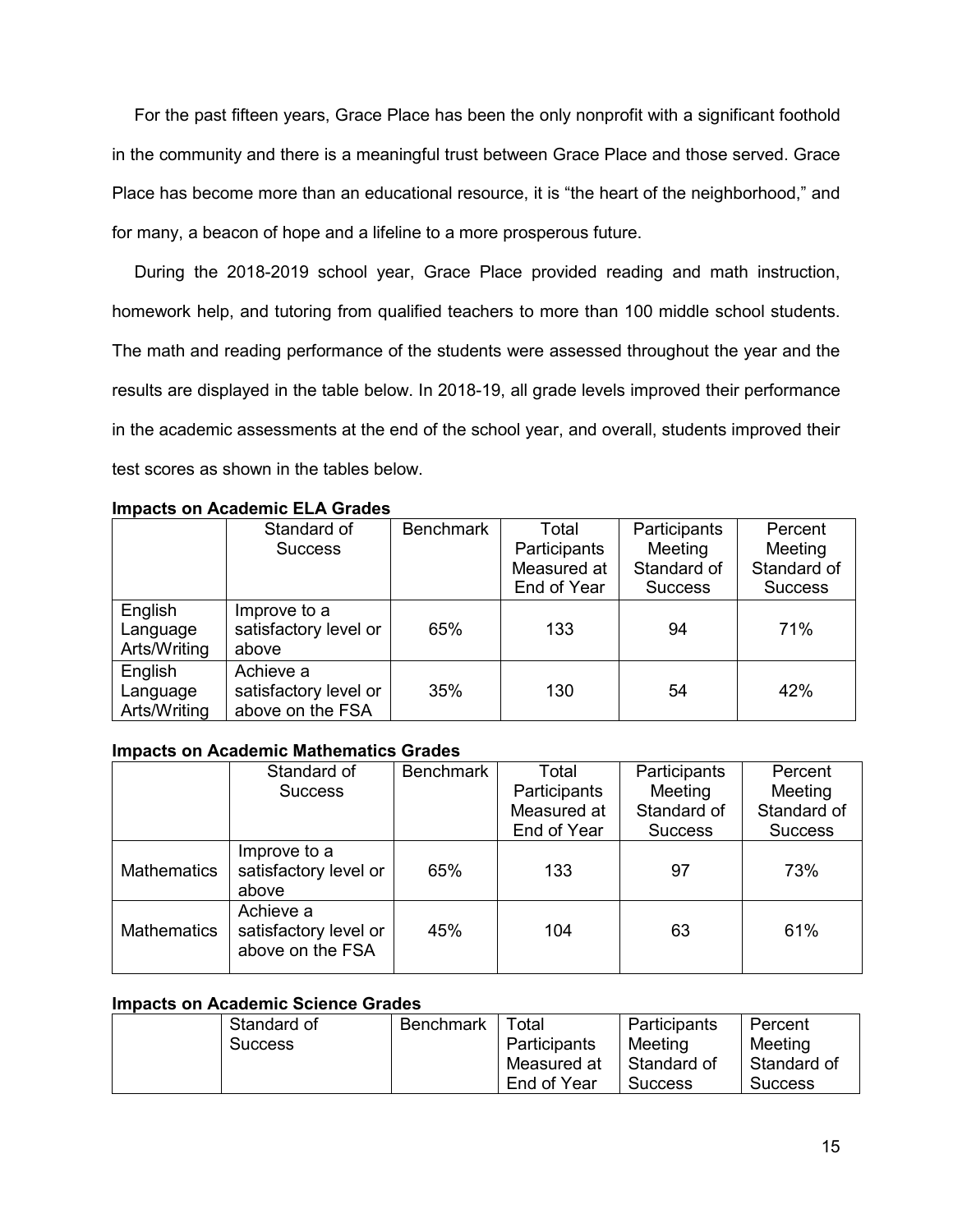For the past fifteen years, Grace Place has been the only nonprofit with a significant foothold in the community and there is a meaningful trust between Grace Place and those served. Grace Place has become more than an educational resource, it is "the heart of the neighborhood," and for many, a beacon of hope and a lifeline to a more prosperous future.

During the 2018-2019 school year, Grace Place provided reading and math instruction, homework help, and tutoring from qualified teachers to more than 100 middle school students. The math and reading performance of the students were assessed throughout the year and the results are displayed in the table below. In 2018-19, all grade levels improved their performance in the academic assessments at the end of the school year, and overall, students improved their test scores as shown in the tables below.

**Impacts on Academic ELA Grades**

| | Standard of Success | Benchmark | Total Participants Measured at End of Year | Participants Meeting Standard of Success | Percent Meeting Standard of Success |
|---|---|---|---|---|---|
| English Language Arts/Writing | Improve to a satisfactory level or above | 65% | 133 | 94 | 71% |
| English Language Arts/Writing | Achieve a satisfactory level or above on the FSA | 35% | 130 | 54 | 42% |

**Impacts on Academic Mathematics Grades**

| | Standard of Success | Benchmark | Total Participants Measured at End of Year | Participants Meeting Standard of Success | Percent Meeting Standard of Success |
|---|---|---|---|---|---|
| Mathematics | Improve to a satisfactory level or above | 65% | 133 | 97 | 73% |
| Mathematics | Achieve a satisfactory level or above on the FSA | 45% | 104 | 63 | 61% |

**Impacts on Academic Science Grades**

| | Standard of Success | Benchmark | Total Participants Measured at End of Year | Participants Meeting Standard of Success | Percent Meeting Standard of Success |
|---|---|---|---|---|---|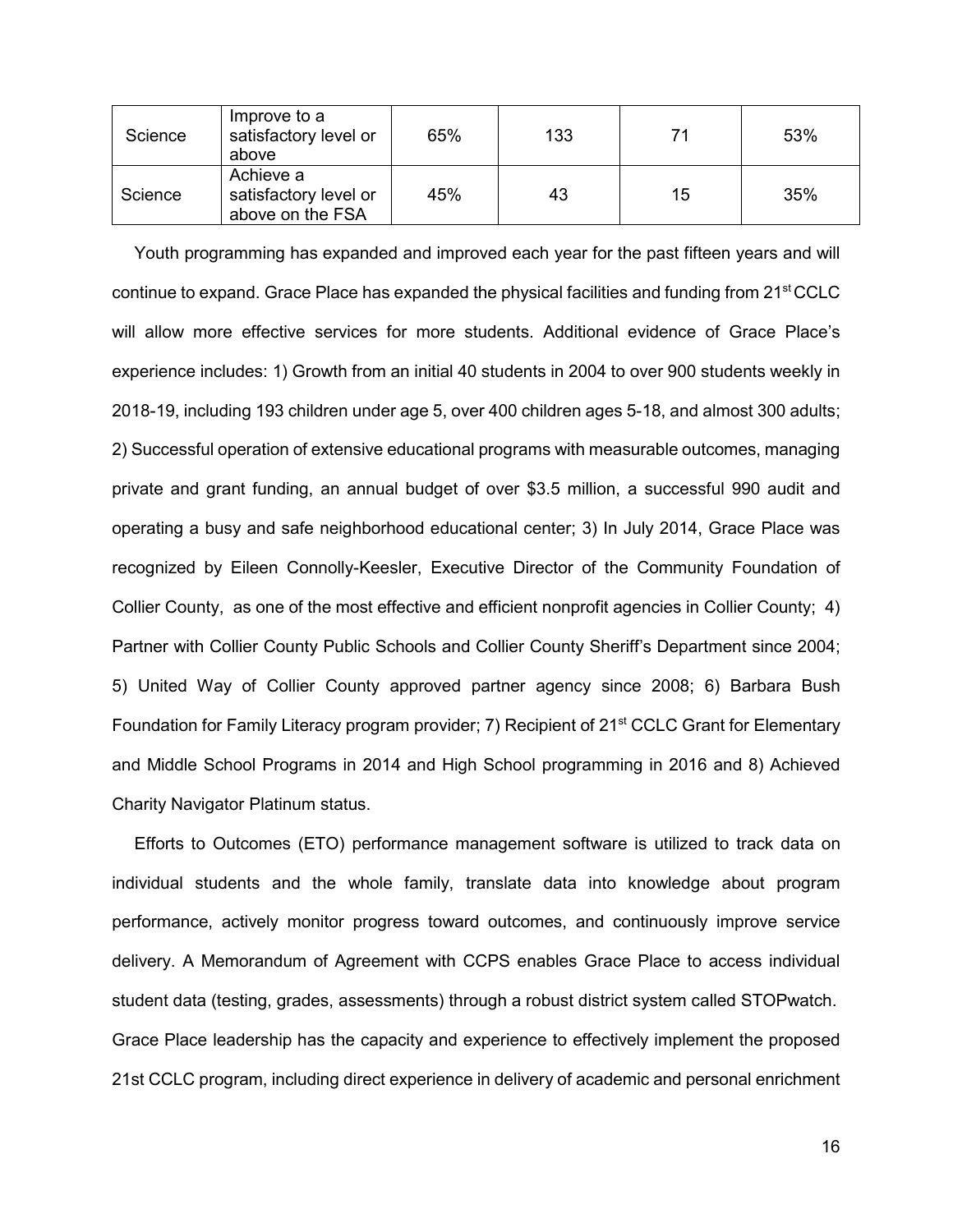| | | | | | |
|---|---|---|---|---|---|
| Science | Improve to a satisfactory level or above | 65% | 133 | 71 | 53% |
| Science | Achieve a satisfactory level or above on the FSA | 45% | 43 | 15 | 35% |

Youth programming has expanded and improved each year for the past fifteen years and will continue to expand. Grace Place has expanded the physical facilities and funding from 21st CCLC will allow more effective services for more students. Additional evidence of Grace Place's experience includes: 1) Growth from an initial 40 students in 2004 to over 900 students weekly in 2018-19, including 193 children under age 5, over 400 children ages 5-18, and almost 300 adults; 2) Successful operation of extensive educational programs with measurable outcomes, managing private and grant funding, an annual budget of over $3.5 million, a successful 990 audit and operating a busy and safe neighborhood educational center; 3) In July 2014, Grace Place was recognized by Eileen Connolly-Keesler, Executive Director of the Community Foundation of Collier County, as one of the most effective and efficient nonprofit agencies in Collier County; 4) Partner with Collier County Public Schools and Collier County Sheriff's Department since 2004; 5) United Way of Collier County approved partner agency since 2008; 6) Barbara Bush Foundation for Family Literacy program provider; 7) Recipient of 21st CCLC Grant for Elementary and Middle School Programs in 2014 and High School programming in 2016 and 8) Achieved Charity Navigator Platinum status.

Efforts to Outcomes (ETO) performance management software is utilized to track data on individual students and the whole family, translate data into knowledge about program performance, actively monitor progress toward outcomes, and continuously improve service delivery. A Memorandum of Agreement with CCPS enables Grace Place to access individual student data (testing, grades, assessments) through a robust district system called STOPwatch. Grace Place leadership has the capacity and experience to effectively implement the proposed 21st CCLC program, including direct experience in delivery of academic and personal enrichment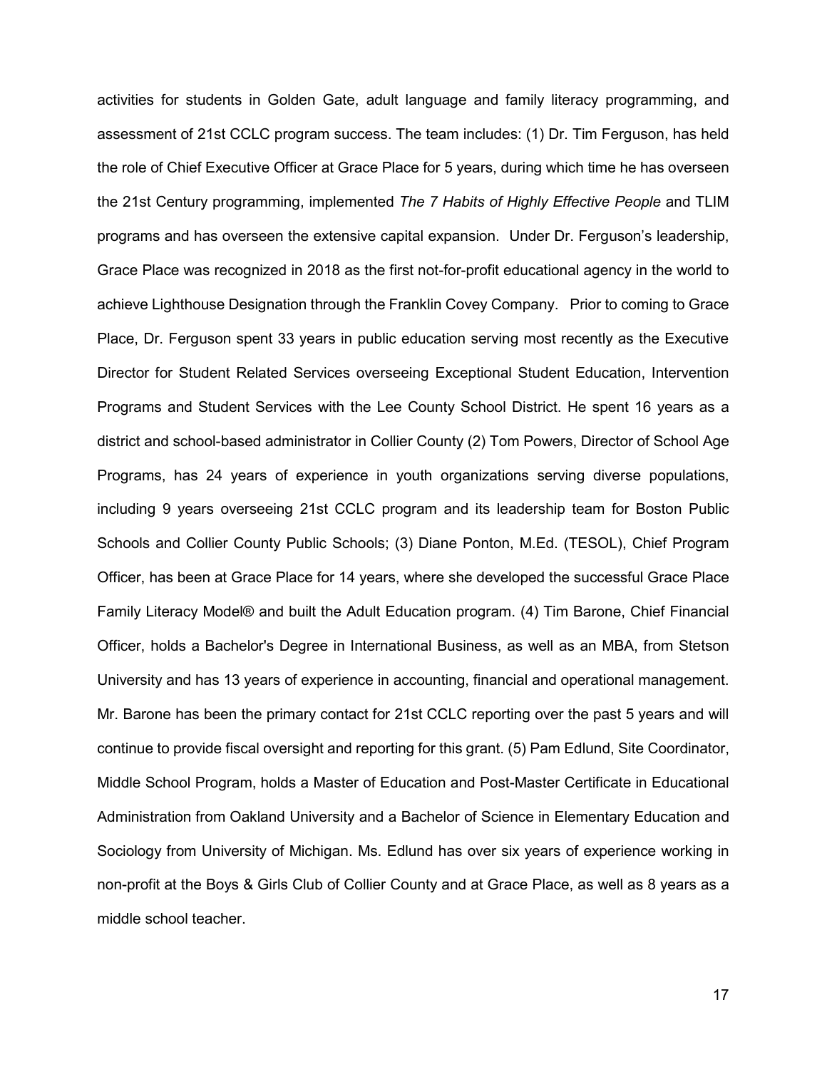activities for students in Golden Gate, adult language and family literacy programming, and assessment of 21st CCLC program success. The team includes: (1) Dr. Tim Ferguson, has held the role of Chief Executive Officer at Grace Place for 5 years, during which time he has overseen the 21st Century programming, implemented *The 7 Habits of Highly Effective People* and TLIM programs and has overseen the extensive capital expansion. Under Dr. Ferguson's leadership, Grace Place was recognized in 2018 as the first not-for-profit educational agency in the world to achieve Lighthouse Designation through the Franklin Covey Company. Prior to coming to Grace Place, Dr. Ferguson spent 33 years in public education serving most recently as the Executive Director for Student Related Services overseeing Exceptional Student Education, Intervention Programs and Student Services with the Lee County School District. He spent 16 years as a district and school-based administrator in Collier County (2) Tom Powers, Director of School Age Programs, has 24 years of experience in youth organizations serving diverse populations, including 9 years overseeing 21st CCLC program and its leadership team for Boston Public Schools and Collier County Public Schools; (3) Diane Ponton, M.Ed. (TESOL), Chief Program Officer, has been at Grace Place for 14 years, where she developed the successful Grace Place Family Literacy Model® and built the Adult Education program. (4) Tim Barone, Chief Financial Officer, holds a Bachelor's Degree in International Business, as well as an MBA, from Stetson University and has 13 years of experience in accounting, financial and operational management. Mr. Barone has been the primary contact for 21st CCLC reporting over the past 5 years and will continue to provide fiscal oversight and reporting for this grant. (5) Pam Edlund, Site Coordinator, Middle School Program, holds a Master of Education and Post-Master Certificate in Educational Administration from Oakland University and a Bachelor of Science in Elementary Education and Sociology from University of Michigan. Ms. Edlund has over six years of experience working in non-profit at the Boys & Girls Club of Collier County and at Grace Place, as well as 8 years as a middle school teacher.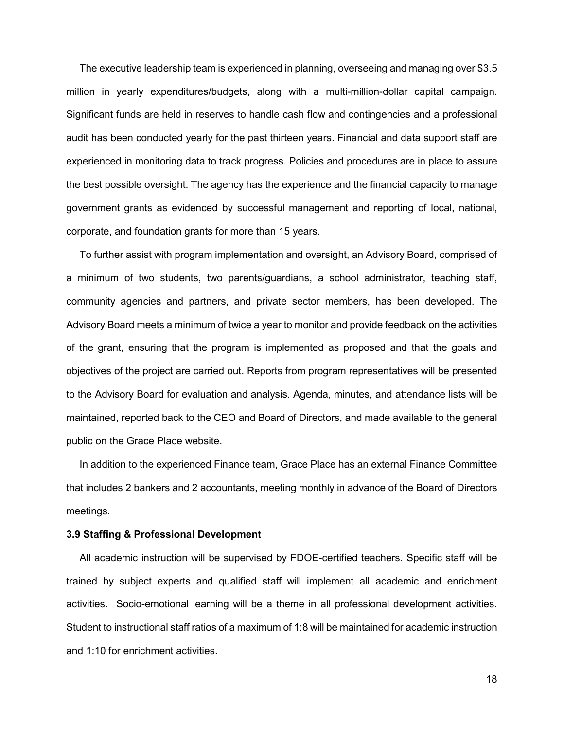The executive leadership team is experienced in planning, overseeing and managing over $3.5 million in yearly expenditures/budgets, along with a multi-million-dollar capital campaign. Significant funds are held in reserves to handle cash flow and contingencies and a professional audit has been conducted yearly for the past thirteen years. Financial and data support staff are experienced in monitoring data to track progress. Policies and procedures are in place to assure the best possible oversight. The agency has the experience and the financial capacity to manage government grants as evidenced by successful management and reporting of local, national, corporate, and foundation grants for more than 15 years.

To further assist with program implementation and oversight, an Advisory Board, comprised of a minimum of two students, two parents/guardians, a school administrator, teaching staff, community agencies and partners, and private sector members, has been developed. The Advisory Board meets a minimum of twice a year to monitor and provide feedback on the activities of the grant, ensuring that the program is implemented as proposed and that the goals and objectives of the project are carried out. Reports from program representatives will be presented to the Advisory Board for evaluation and analysis. Agenda, minutes, and attendance lists will be maintained, reported back to the CEO and Board of Directors, and made available to the general public on the Grace Place website.

In addition to the experienced Finance team, Grace Place has an external Finance Committee that includes 2 bankers and 2 accountants, meeting monthly in advance of the Board of Directors meetings.

**3.9 Staffing & Professional Development**

All academic instruction will be supervised by FDOE-certified teachers. Specific staff will be trained by subject experts and qualified staff will implement all academic and enrichment activities. Socio-emotional learning will be a theme in all professional development activities. Student to instructional staff ratios of a maximum of 1:8 will be maintained for academic instruction and 1:10 for enrichment activities.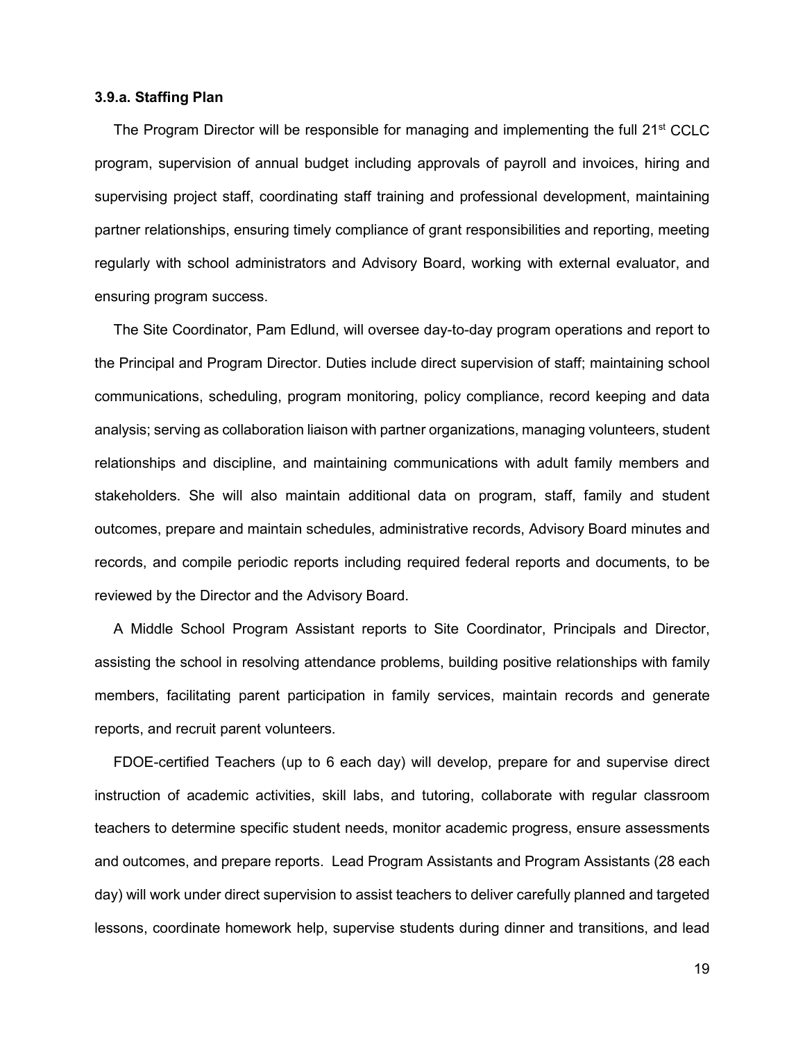**3.9.a. Staffing Plan**

The Program Director will be responsible for managing and implementing the full 21st CCLC program, supervision of annual budget including approvals of payroll and invoices, hiring and supervising project staff, coordinating staff training and professional development, maintaining partner relationships, ensuring timely compliance of grant responsibilities and reporting, meeting regularly with school administrators and Advisory Board, working with external evaluator, and ensuring program success.

The Site Coordinator, Pam Edlund, will oversee day-to-day program operations and report to the Principal and Program Director. Duties include direct supervision of staff; maintaining school communications, scheduling, program monitoring, policy compliance, record keeping and data analysis; serving as collaboration liaison with partner organizations, managing volunteers, student relationships and discipline, and maintaining communications with adult family members and stakeholders. She will also maintain additional data on program, staff, family and student outcomes, prepare and maintain schedules, administrative records, Advisory Board minutes and records, and compile periodic reports including required federal reports and documents, to be reviewed by the Director and the Advisory Board.

A Middle School Program Assistant reports to Site Coordinator, Principals and Director, assisting the school in resolving attendance problems, building positive relationships with family members, facilitating parent participation in family services, maintain records and generate reports, and recruit parent volunteers.

FDOE-certified Teachers (up to 6 each day) will develop, prepare for and supervise direct instruction of academic activities, skill labs, and tutoring, collaborate with regular classroom teachers to determine specific student needs, monitor academic progress, ensure assessments and outcomes, and prepare reports. Lead Program Assistants and Program Assistants (28 each day) will work under direct supervision to assist teachers to deliver carefully planned and targeted lessons, coordinate homework help, supervise students during dinner and transitions, and lead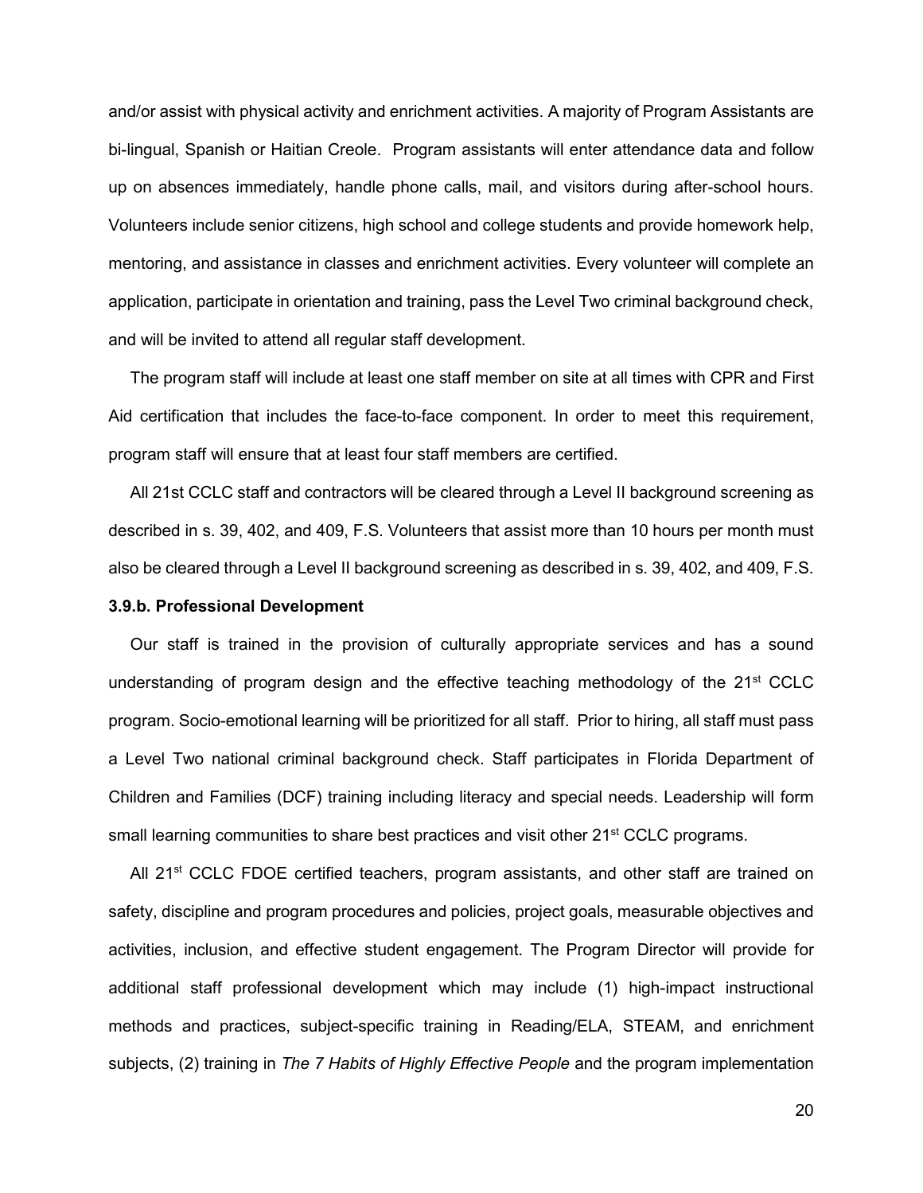and/or assist with physical activity and enrichment activities. A majority of Program Assistants are bi-lingual, Spanish or Haitian Creole. Program assistants will enter attendance data and follow up on absences immediately, handle phone calls, mail, and visitors during after-school hours. Volunteers include senior citizens, high school and college students and provide homework help, mentoring, and assistance in classes and enrichment activities. Every volunteer will complete an application, participate in orientation and training, pass the Level Two criminal background check, and will be invited to attend all regular staff development.

The program staff will include at least one staff member on site at all times with CPR and First Aid certification that includes the face-to-face component. In order to meet this requirement, program staff will ensure that at least four staff members are certified.

All 21st CCLC staff and contractors will be cleared through a Level II background screening as described in s. 39, 402, and 409, F.S. Volunteers that assist more than 10 hours per month must also be cleared through a Level II background screening as described in s. 39, 402, and 409, F.S.

**3.9.b. Professional Development**

Our staff is trained in the provision of culturally appropriate services and has a sound understanding of program design and the effective teaching methodology of the 21st CCLC program. Socio-emotional learning will be prioritized for all staff. Prior to hiring, all staff must pass a Level Two national criminal background check. Staff participates in Florida Department of Children and Families (DCF) training including literacy and special needs. Leadership will form small learning communities to share best practices and visit other 21st CCLC programs.

All 21st CCLC FDOE certified teachers, program assistants, and other staff are trained on safety, discipline and program procedures and policies, project goals, measurable objectives and activities, inclusion, and effective student engagement. The Program Director will provide for additional staff professional development which may include (1) high-impact instructional methods and practices, subject-specific training in Reading/ELA, STEAM, and enrichment subjects, (2) training in *The 7 Habits of Highly Effective People* and the program implementation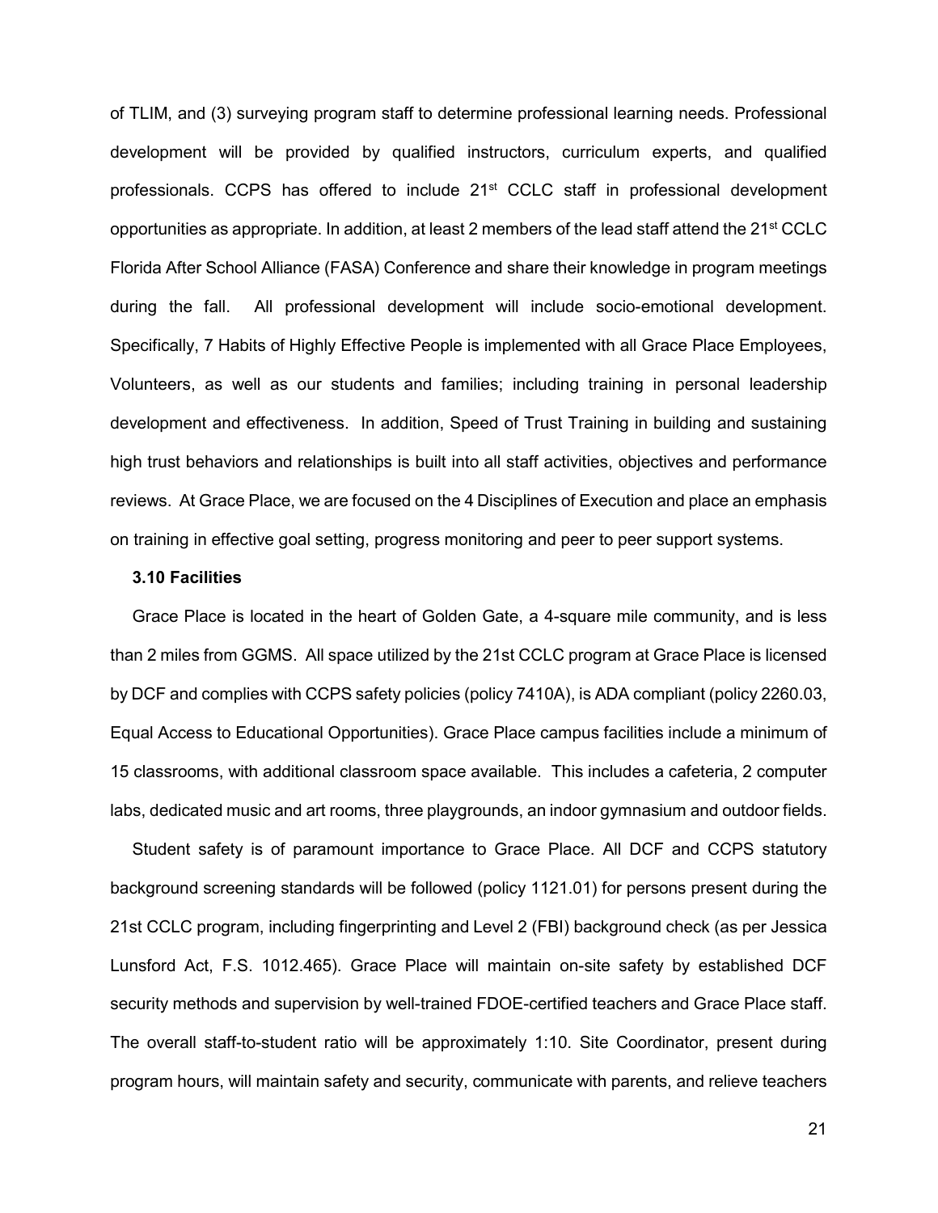of TLIM, and (3) surveying program staff to determine professional learning needs. Professional development will be provided by qualified instructors, curriculum experts, and qualified professionals. CCPS has offered to include 21st CCLC staff in professional development opportunities as appropriate. In addition, at least 2 members of the lead staff attend the 21st CCLC Florida After School Alliance (FASA) Conference and share their knowledge in program meetings during the fall. All professional development will include socio-emotional development. Specifically, 7 Habits of Highly Effective People is implemented with all Grace Place Employees, Volunteers, as well as our students and families; including training in personal leadership development and effectiveness. In addition, Speed of Trust Training in building and sustaining high trust behaviors and relationships is built into all staff activities, objectives and performance reviews. At Grace Place, we are focused on the 4 Disciplines of Execution and place an emphasis on training in effective goal setting, progress monitoring and peer to peer support systems.

**3.10 Facilities**

Grace Place is located in the heart of Golden Gate, a 4-square mile community, and is less than 2 miles from GGMS. All space utilized by the 21st CCLC program at Grace Place is licensed by DCF and complies with CCPS safety policies (policy 7410A), is ADA compliant (policy 2260.03, Equal Access to Educational Opportunities). Grace Place campus facilities include a minimum of 15 classrooms, with additional classroom space available. This includes a cafeteria, 2 computer labs, dedicated music and art rooms, three playgrounds, an indoor gymnasium and outdoor fields.

Student safety is of paramount importance to Grace Place. All DCF and CCPS statutory background screening standards will be followed (policy 1121.01) for persons present during the 21st CCLC program, including fingerprinting and Level 2 (FBI) background check (as per Jessica Lunsford Act, F.S. 1012.465). Grace Place will maintain on-site safety by established DCF security methods and supervision by well-trained FDOE-certified teachers and Grace Place staff. The overall staff-to-student ratio will be approximately 1:10. Site Coordinator, present during program hours, will maintain safety and security, communicate with parents, and relieve teachers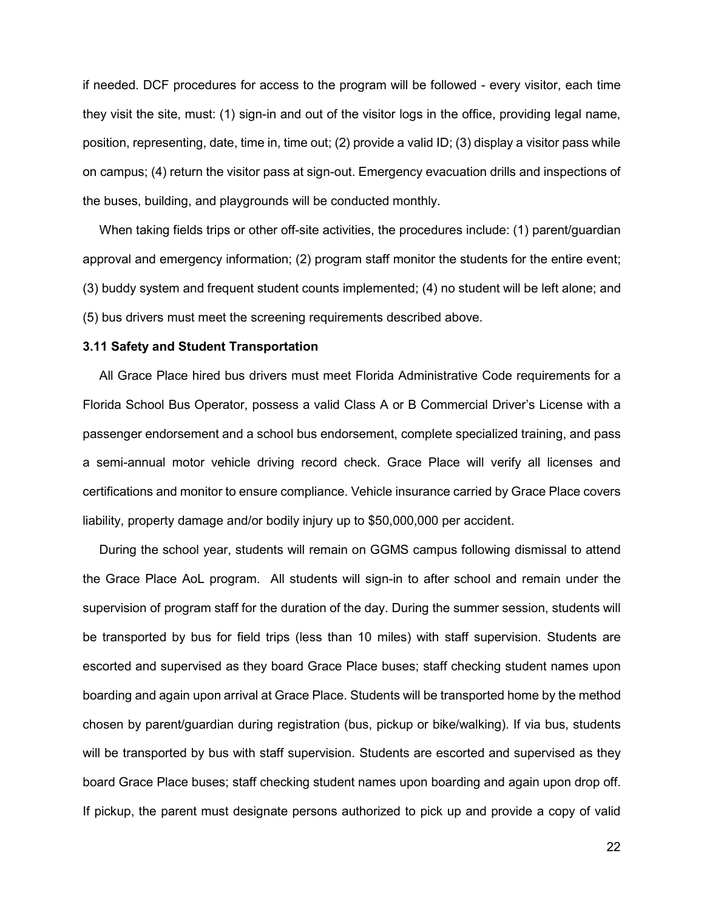if needed. DCF procedures for access to the program will be followed - every visitor, each time they visit the site, must: (1) sign-in and out of the visitor logs in the office, providing legal name, position, representing, date, time in, time out; (2) provide a valid ID; (3) display a visitor pass while on campus; (4) return the visitor pass at sign-out. Emergency evacuation drills and inspections of the buses, building, and playgrounds will be conducted monthly.

When taking fields trips or other off-site activities, the procedures include: (1) parent/guardian approval and emergency information; (2) program staff monitor the students for the entire event; (3) buddy system and frequent student counts implemented; (4) no student will be left alone; and (5) bus drivers must meet the screening requirements described above.

### 3.11 Safety and Student Transportation

All Grace Place hired bus drivers must meet Florida Administrative Code requirements for a Florida School Bus Operator, possess a valid Class A or B Commercial Driver's License with a passenger endorsement and a school bus endorsement, complete specialized training, and pass a semi-annual motor vehicle driving record check. Grace Place will verify all licenses and certifications and monitor to ensure compliance. Vehicle insurance carried by Grace Place covers liability, property damage and/or bodily injury up to $50,000,000 per accident.

During the school year, students will remain on GGMS campus following dismissal to attend the Grace Place AoL program. All students will sign-in to after school and remain under the supervision of program staff for the duration of the day. During the summer session, students will be transported by bus for field trips (less than 10 miles) with staff supervision. Students are escorted and supervised as they board Grace Place buses; staff checking student names upon boarding and again upon arrival at Grace Place. Students will be transported home by the method chosen by parent/guardian during registration (bus, pickup or bike/walking). If via bus, students will be transported by bus with staff supervision. Students are escorted and supervised as they board Grace Place buses; staff checking student names upon boarding and again upon drop off. If pickup, the parent must designate persons authorized to pick up and provide a copy of valid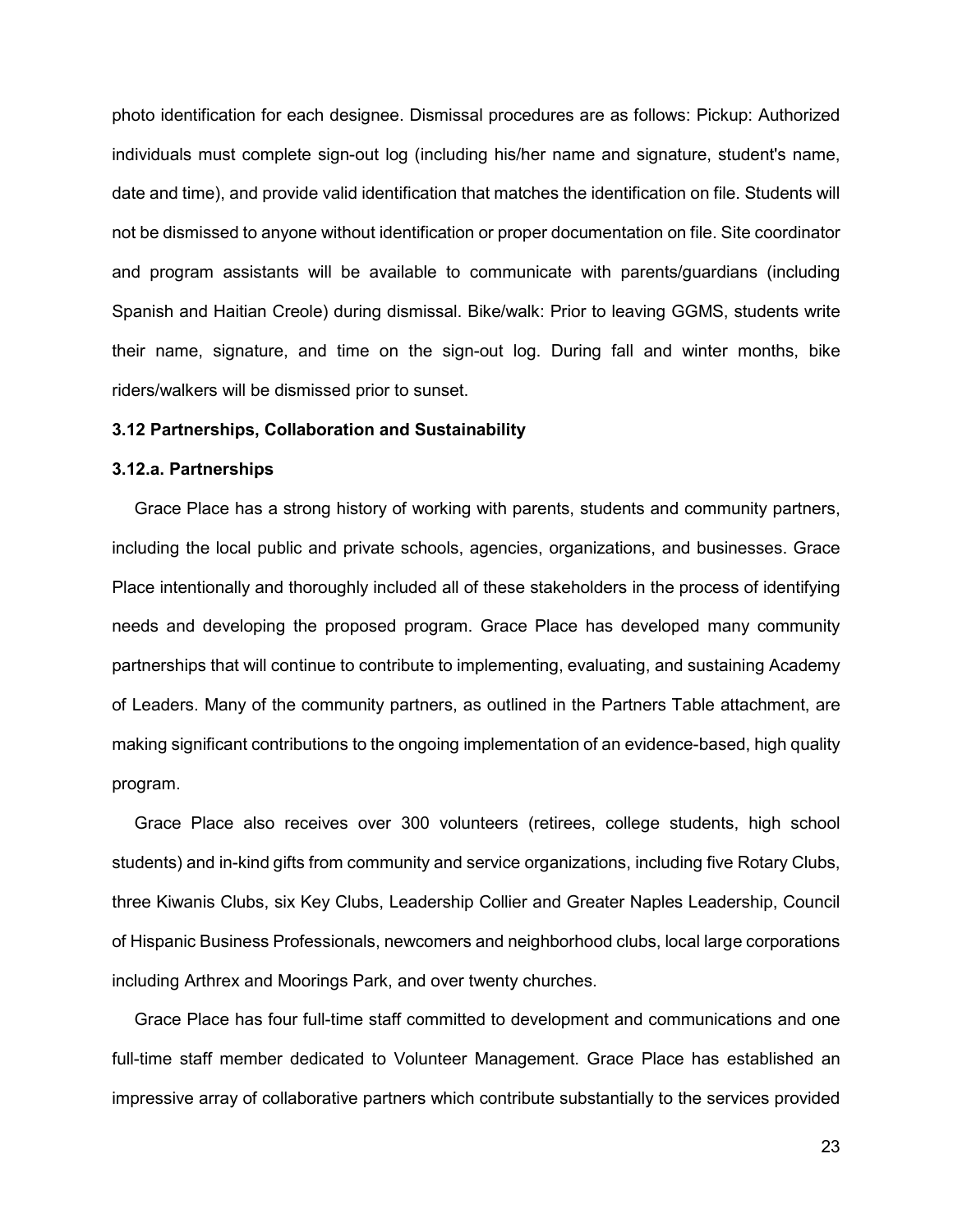photo identification for each designee. Dismissal procedures are as follows: Pickup: Authorized individuals must complete sign-out log (including his/her name and signature, student's name, date and time), and provide valid identification that matches the identification on file. Students will not be dismissed to anyone without identification or proper documentation on file. Site coordinator and program assistants will be available to communicate with parents/guardians (including Spanish and Haitian Creole) during dismissal. Bike/walk: Prior to leaving GGMS, students write their name, signature, and time on the sign-out log. During fall and winter months, bike riders/walkers will be dismissed prior to sunset.

### 3.12 Partnerships, Collaboration and Sustainability

#### 3.12.a. Partnerships

Grace Place has a strong history of working with parents, students and community partners, including the local public and private schools, agencies, organizations, and businesses. Grace Place intentionally and thoroughly included all of these stakeholders in the process of identifying needs and developing the proposed program. Grace Place has developed many community partnerships that will continue to contribute to implementing, evaluating, and sustaining Academy of Leaders. Many of the community partners, as outlined in the Partners Table attachment, are making significant contributions to the ongoing implementation of an evidence-based, high quality program.

Grace Place also receives over 300 volunteers (retirees, college students, high school students) and in-kind gifts from community and service organizations, including five Rotary Clubs, three Kiwanis Clubs, six Key Clubs, Leadership Collier and Greater Naples Leadership, Council of Hispanic Business Professionals, newcomers and neighborhood clubs, local large corporations including Arthrex and Moorings Park, and over twenty churches.

Grace Place has four full-time staff committed to development and communications and one full-time staff member dedicated to Volunteer Management. Grace Place has established an impressive array of collaborative partners which contribute substantially to the services provided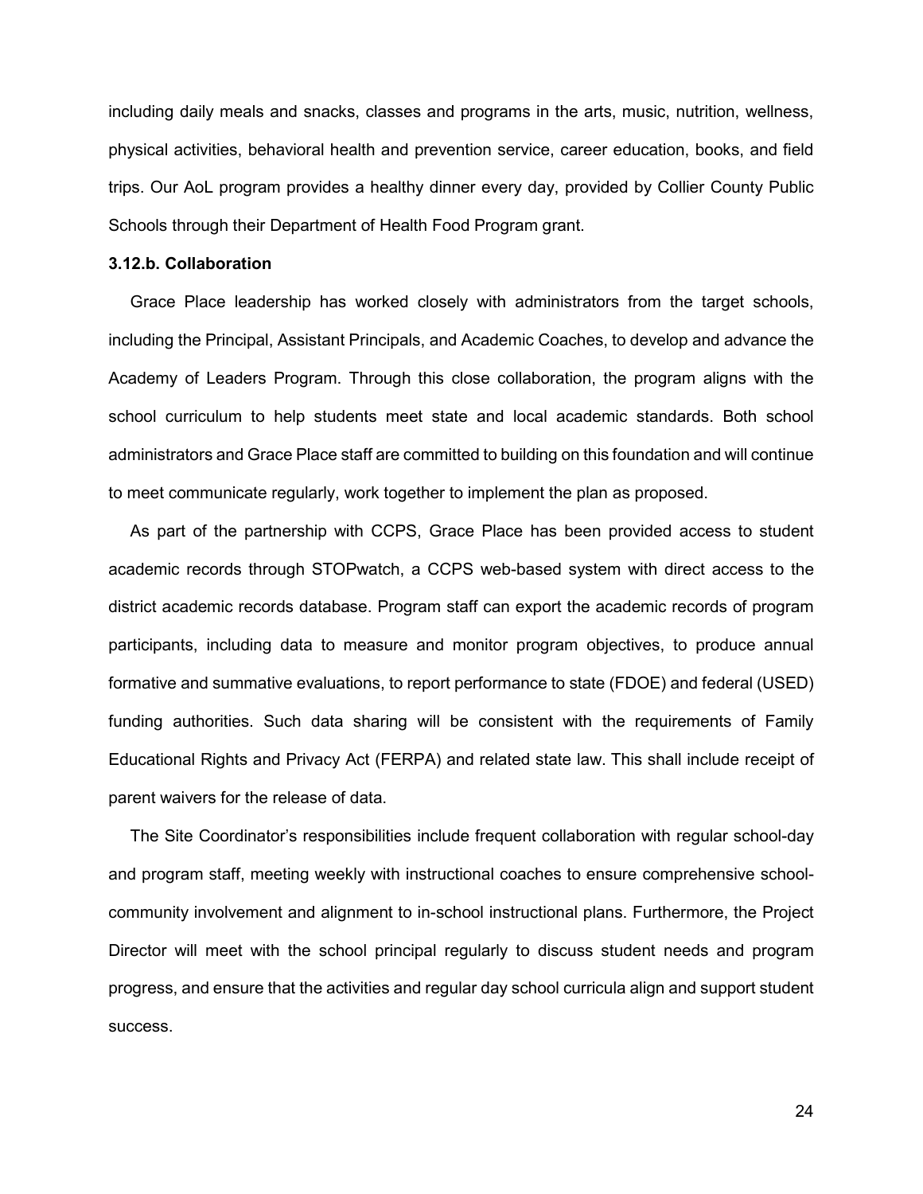including daily meals and snacks, classes and programs in the arts, music, nutrition, wellness, physical activities, behavioral health and prevention service, career education, books, and field trips. Our AoL program provides a healthy dinner every day, provided by Collier County Public Schools through their Department of Health Food Program grant.

**3.12.b. Collaboration**

Grace Place leadership has worked closely with administrators from the target schools, including the Principal, Assistant Principals, and Academic Coaches, to develop and advance the Academy of Leaders Program. Through this close collaboration, the program aligns with the school curriculum to help students meet state and local academic standards. Both school administrators and Grace Place staff are committed to building on this foundation and will continue to meet communicate regularly, work together to implement the plan as proposed.

As part of the partnership with CCPS, Grace Place has been provided access to student academic records through STOPwatch, a CCPS web-based system with direct access to the district academic records database. Program staff can export the academic records of program participants, including data to measure and monitor program objectives, to produce annual formative and summative evaluations, to report performance to state (FDOE) and federal (USED) funding authorities. Such data sharing will be consistent with the requirements of Family Educational Rights and Privacy Act (FERPA) and related state law. This shall include receipt of parent waivers for the release of data.

The Site Coordinator's responsibilities include frequent collaboration with regular school-day and program staff, meeting weekly with instructional coaches to ensure comprehensive school-community involvement and alignment to in-school instructional plans. Furthermore, the Project Director will meet with the school principal regularly to discuss student needs and program progress, and ensure that the activities and regular day school curricula align and support student success.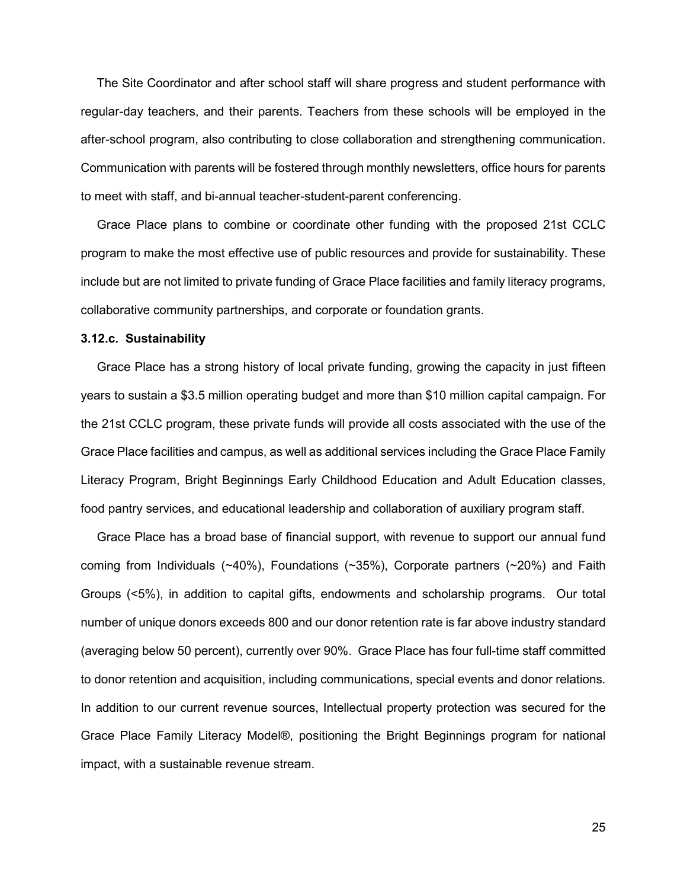The Site Coordinator and after school staff will share progress and student performance with regular-day teachers, and their parents. Teachers from these schools will be employed in the after-school program, also contributing to close collaboration and strengthening communication. Communication with parents will be fostered through monthly newsletters, office hours for parents to meet with staff, and bi-annual teacher-student-parent conferencing.

Grace Place plans to combine or coordinate other funding with the proposed 21st CCLC program to make the most effective use of public resources and provide for sustainability. These include but are not limited to private funding of Grace Place facilities and family literacy programs, collaborative community partnerships, and corporate or foundation grants.

**3.12.c. Sustainability**

Grace Place has a strong history of local private funding, growing the capacity in just fifteen years to sustain a $3.5 million operating budget and more than $10 million capital campaign. For the 21st CCLC program, these private funds will provide all costs associated with the use of the Grace Place facilities and campus, as well as additional services including the Grace Place Family Literacy Program, Bright Beginnings Early Childhood Education and Adult Education classes, food pantry services, and educational leadership and collaboration of auxiliary program staff.

Grace Place has a broad base of financial support, with revenue to support our annual fund coming from Individuals (~40%), Foundations (~35%), Corporate partners (~20%) and Faith Groups (<5%), in addition to capital gifts, endowments and scholarship programs. Our total number of unique donors exceeds 800 and our donor retention rate is far above industry standard (averaging below 50 percent), currently over 90%. Grace Place has four full-time staff committed to donor retention and acquisition, including communications, special events and donor relations. In addition to our current revenue sources, Intellectual property protection was secured for the Grace Place Family Literacy Model®, positioning the Bright Beginnings program for national impact, with a sustainable revenue stream.